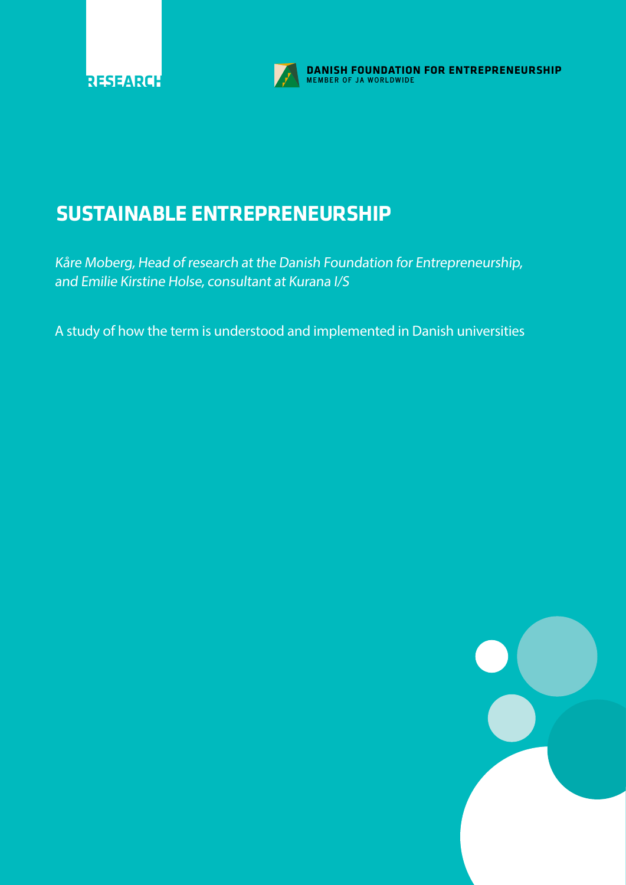RESEARCH

DANISH FOUNDATION FOR ENTREPRENEURSHIP
MEMBER OF JA WORLDWIDE

# SUSTAINABLE ENTREPRENEURSHIP

*Kåre Moberg, Head of research at the Danish Foundation for Entrepreneurship, and Emilie Kirstine Holse, consultant at Kurana I/S*

A study of how the term is understood and implemented in Danish universities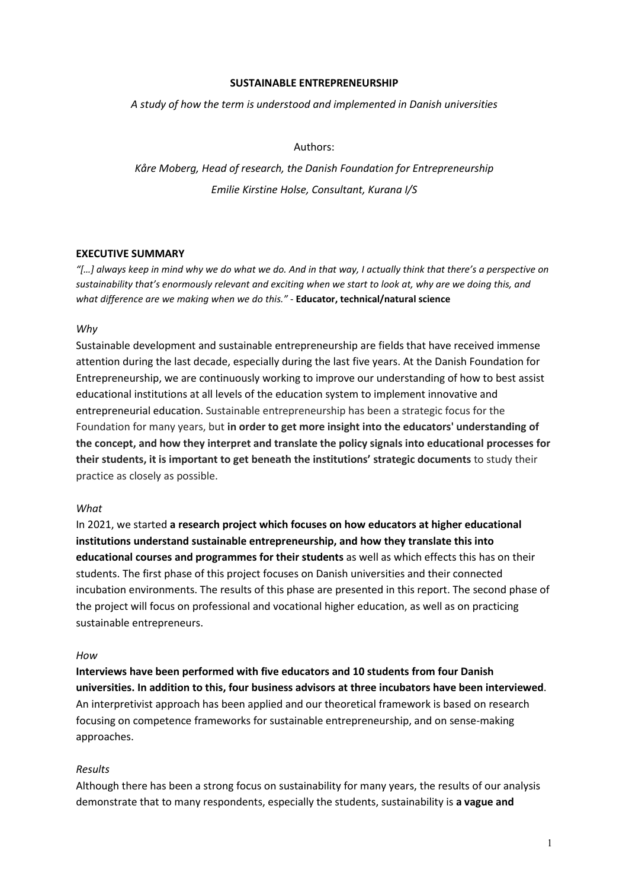**SUSTAINABLE ENTREPRENEURSHIP**

*A study of how the term is understood and implemented in Danish universities*

Authors:

*Kåre Moberg, Head of research, the Danish Foundation for Entrepreneurship*

*Emilie Kirstine Holse, Consultant, Kurana I/S*

## EXECUTIVE SUMMARY

*"[…] always keep in mind why we do what we do. And in that way, I actually think that there's a perspective on sustainability that's enormously relevant and exciting when we start to look at, why are we doing this, and what difference are we making when we do this."* - **Educator, technical/natural science**

*Why*

Sustainable development and sustainable entrepreneurship are fields that have received immense attention during the last decade, especially during the last five years. At the Danish Foundation for Entrepreneurship, we are continuously working to improve our understanding of how to best assist educational institutions at all levels of the education system to implement innovative and entrepreneurial education. Sustainable entrepreneurship has been a strategic focus for the Foundation for many years, but **in order to get more insight into the educators' understanding of the concept, and how they interpret and translate the policy signals into educational processes for their students, it is important to get beneath the institutions' strategic documents** to study their practice as closely as possible.

*What*

In 2021, we started **a research project which focuses on how educators at higher educational institutions understand sustainable entrepreneurship, and how they translate this into educational courses and programmes for their students** as well as which effects this has on their students. The first phase of this project focuses on Danish universities and their connected incubation environments. The results of this phase are presented in this report. The second phase of the project will focus on professional and vocational higher education, as well as on practicing sustainable entrepreneurs.

*How*

**Interviews have been performed with five educators and 10 students from four Danish universities. In addition to this, four business advisors at three incubators have been interviewed**. An interpretivist approach has been applied and our theoretical framework is based on research focusing on competence frameworks for sustainable entrepreneurship, and on sense-making approaches.

*Results*

Although there has been a strong focus on sustainability for many years, the results of our analysis demonstrate that to many respondents, especially the students, sustainability is **a vague and**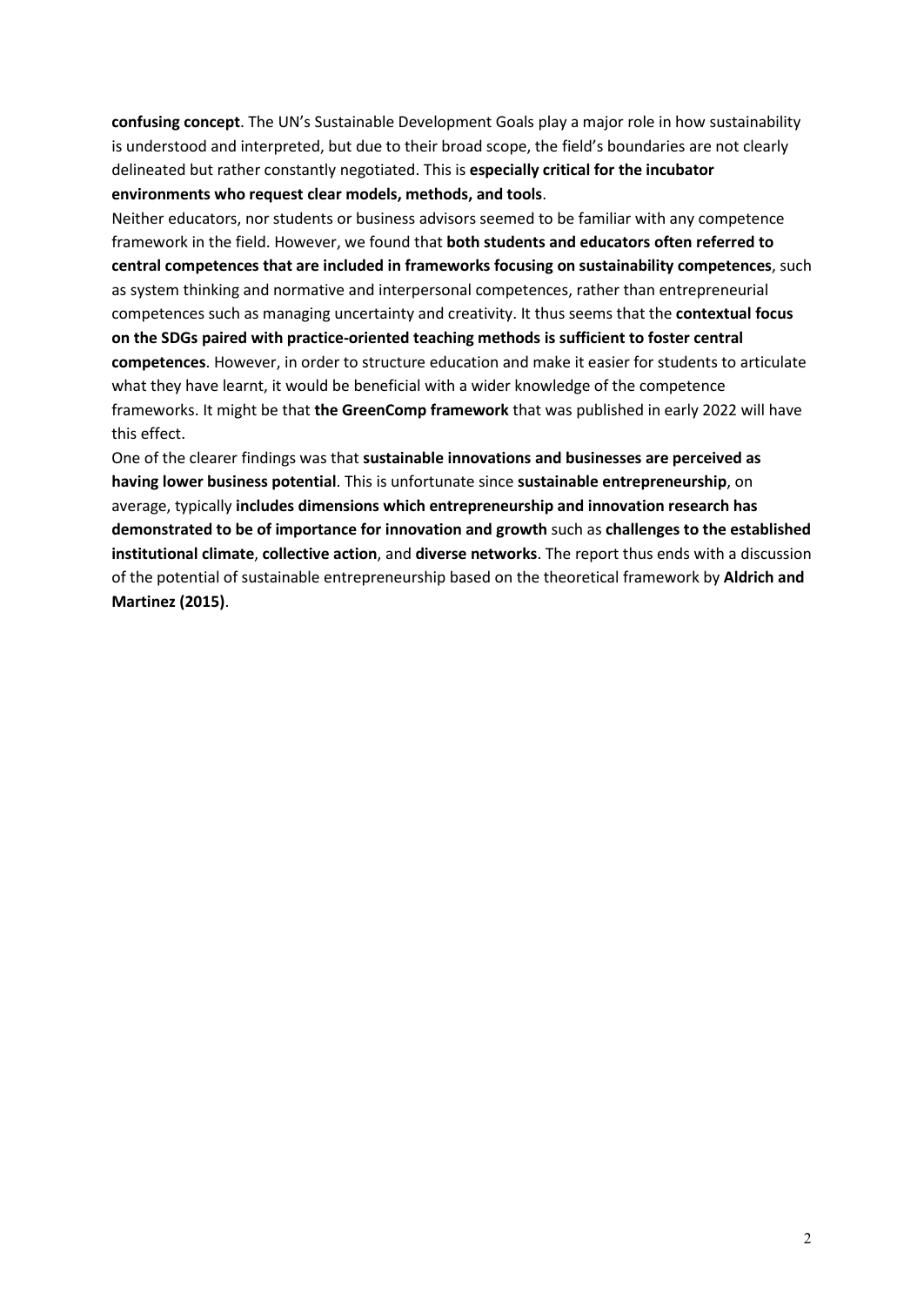**confusing concept**. The UN's Sustainable Development Goals play a major role in how sustainability is understood and interpreted, but due to their broad scope, the field's boundaries are not clearly delineated but rather constantly negotiated. This is **especially critical for the incubator environments who request clear models, methods, and tools**.

Neither educators, nor students or business advisors seemed to be familiar with any competence framework in the field. However, we found that **both students and educators often referred to central competences that are included in frameworks focusing on sustainability competences**, such as system thinking and normative and interpersonal competences, rather than entrepreneurial competences such as managing uncertainty and creativity. It thus seems that the **contextual focus on the SDGs paired with practice-oriented teaching methods is sufficient to foster central competences**. However, in order to structure education and make it easier for students to articulate what they have learnt, it would be beneficial with a wider knowledge of the competence frameworks. It might be that **the GreenComp framework** that was published in early 2022 will have this effect.

One of the clearer findings was that **sustainable innovations and businesses are perceived as having lower business potential**. This is unfortunate since **sustainable entrepreneurship**, on average, typically **includes dimensions which entrepreneurship and innovation research has demonstrated to be of importance for innovation and growth** such as **challenges to the established institutional climate**, **collective action**, and **diverse networks**. The report thus ends with a discussion of the potential of sustainable entrepreneurship based on the theoretical framework by **Aldrich and Martinez (2015)**.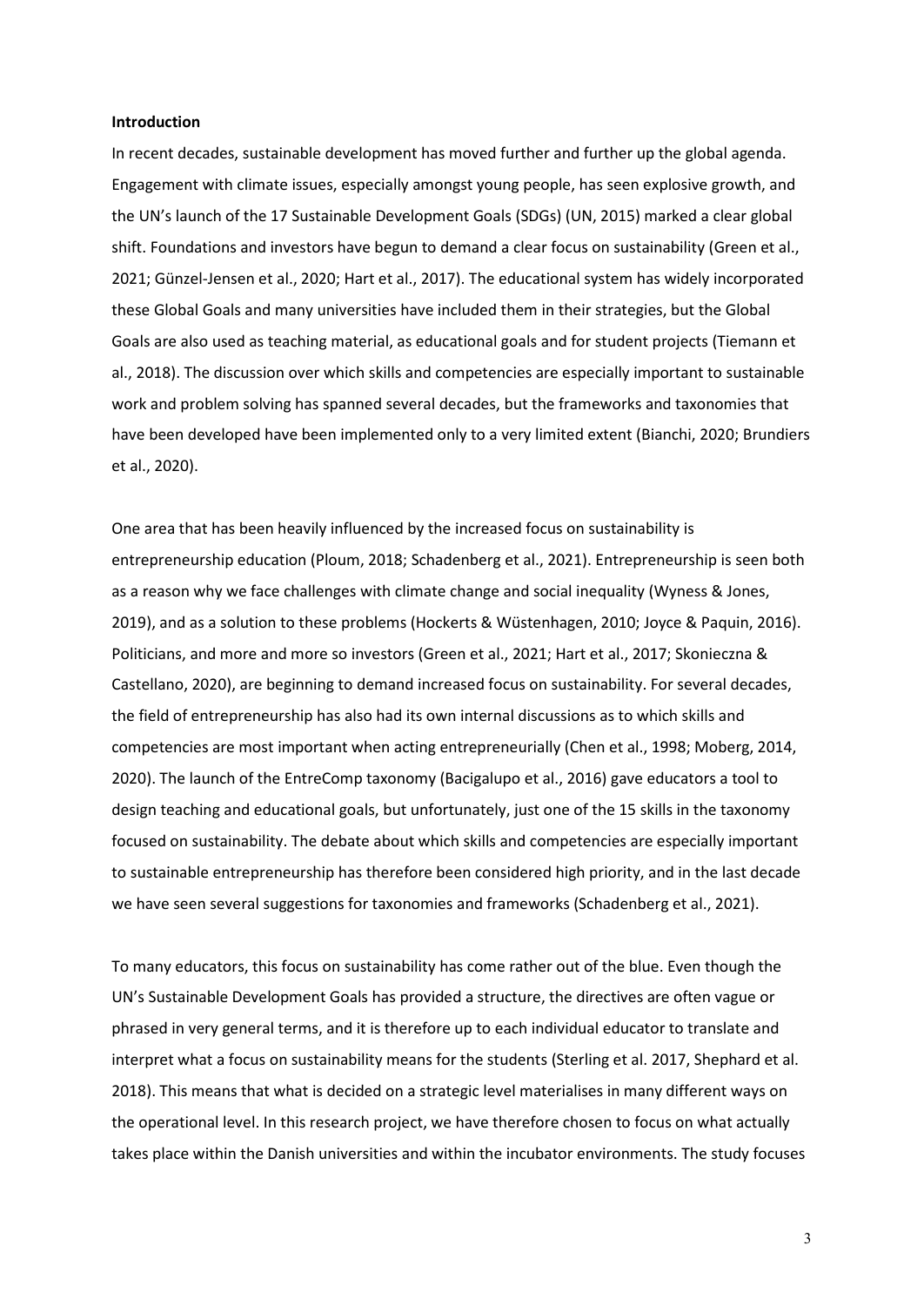**Introduction**

In recent decades, sustainable development has moved further and further up the global agenda. Engagement with climate issues, especially amongst young people, has seen explosive growth, and the UN's launch of the 17 Sustainable Development Goals (SDGs) (UN, 2015) marked a clear global shift. Foundations and investors have begun to demand a clear focus on sustainability (Green et al., 2021; Günzel-Jensen et al., 2020; Hart et al., 2017). The educational system has widely incorporated these Global Goals and many universities have included them in their strategies, but the Global Goals are also used as teaching material, as educational goals and for student projects (Tiemann et al., 2018). The discussion over which skills and competencies are especially important to sustainable work and problem solving has spanned several decades, but the frameworks and taxonomies that have been developed have been implemented only to a very limited extent (Bianchi, 2020; Brundiers et al., 2020).

One area that has been heavily influenced by the increased focus on sustainability is entrepreneurship education (Ploum, 2018; Schadenberg et al., 2021). Entrepreneurship is seen both as a reason why we face challenges with climate change and social inequality (Wyness & Jones, 2019), and as a solution to these problems (Hockerts & Wüstenhagen, 2010; Joyce & Paquin, 2016). Politicians, and more and more so investors (Green et al., 2021; Hart et al., 2017; Skonieczna & Castellano, 2020), are beginning to demand increased focus on sustainability. For several decades, the field of entrepreneurship has also had its own internal discussions as to which skills and competencies are most important when acting entrepreneurially (Chen et al., 1998; Moberg, 2014, 2020). The launch of the EntreComp taxonomy (Bacigalupo et al., 2016) gave educators a tool to design teaching and educational goals, but unfortunately, just one of the 15 skills in the taxonomy focused on sustainability. The debate about which skills and competencies are especially important to sustainable entrepreneurship has therefore been considered high priority, and in the last decade we have seen several suggestions for taxonomies and frameworks (Schadenberg et al., 2021).

To many educators, this focus on sustainability has come rather out of the blue. Even though the UN's Sustainable Development Goals has provided a structure, the directives are often vague or phrased in very general terms, and it is therefore up to each individual educator to translate and interpret what a focus on sustainability means for the students (Sterling et al. 2017, Shephard et al. 2018). This means that what is decided on a strategic level materialises in many different ways on the operational level. In this research project, we have therefore chosen to focus on what actually takes place within the Danish universities and within the incubator environments. The study focuses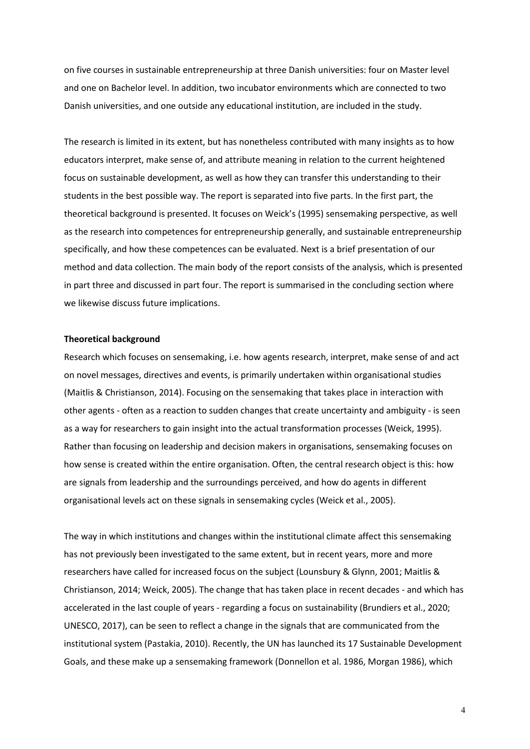on five courses in sustainable entrepreneurship at three Danish universities: four on Master level and one on Bachelor level. In addition, two incubator environments which are connected to two Danish universities, and one outside any educational institution, are included in the study.

The research is limited in its extent, but has nonetheless contributed with many insights as to how educators interpret, make sense of, and attribute meaning in relation to the current heightened focus on sustainable development, as well as how they can transfer this understanding to their students in the best possible way. The report is separated into five parts. In the first part, the theoretical background is presented. It focuses on Weick's (1995) sensemaking perspective, as well as the research into competences for entrepreneurship generally, and sustainable entrepreneurship specifically, and how these competences can be evaluated. Next is a brief presentation of our method and data collection. The main body of the report consists of the analysis, which is presented in part three and discussed in part four. The report is summarised in the concluding section where we likewise discuss future implications.

**Theoretical background**

Research which focuses on sensemaking, i.e. how agents research, interpret, make sense of and act on novel messages, directives and events, is primarily undertaken within organisational studies (Maitlis & Christianson, 2014). Focusing on the sensemaking that takes place in interaction with other agents - often as a reaction to sudden changes that create uncertainty and ambiguity - is seen as a way for researchers to gain insight into the actual transformation processes (Weick, 1995). Rather than focusing on leadership and decision makers in organisations, sensemaking focuses on how sense is created within the entire organisation. Often, the central research object is this: how are signals from leadership and the surroundings perceived, and how do agents in different organisational levels act on these signals in sensemaking cycles (Weick et al., 2005).

The way in which institutions and changes within the institutional climate affect this sensemaking has not previously been investigated to the same extent, but in recent years, more and more researchers have called for increased focus on the subject (Lounsbury & Glynn, 2001; Maitlis & Christianson, 2014; Weick, 2005). The change that has taken place in recent decades - and which has accelerated in the last couple of years - regarding a focus on sustainability (Brundiers et al., 2020; UNESCO, 2017), can be seen to reflect a change in the signals that are communicated from the institutional system (Pastakia, 2010). Recently, the UN has launched its 17 Sustainable Development Goals, and these make up a sensemaking framework (Donnellon et al. 1986, Morgan 1986), which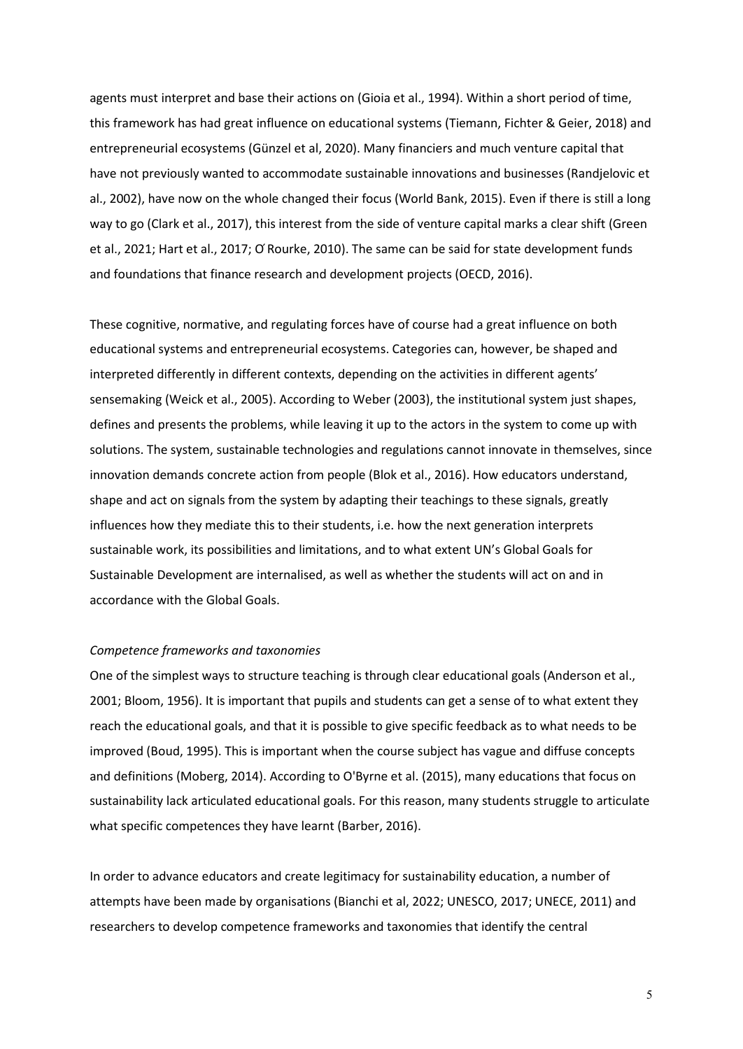agents must interpret and base their actions on (Gioia et al., 1994). Within a short period of time, this framework has had great influence on educational systems (Tiemann, Fichter & Geier, 2018) and entrepreneurial ecosystems (Günzel et al, 2020). Many financiers and much venture capital that have not previously wanted to accommodate sustainable innovations and businesses (Randjelovic et al., 2002), have now on the whole changed their focus (World Bank, 2015). Even if there is still a long way to go (Clark et al., 2017), this interest from the side of venture capital marks a clear shift (Green et al., 2021; Hart et al., 2017; O ́Rourke, 2010). The same can be said for state development funds and foundations that finance research and development projects (OECD, 2016).

These cognitive, normative, and regulating forces have of course had a great influence on both educational systems and entrepreneurial ecosystems. Categories can, however, be shaped and interpreted differently in different contexts, depending on the activities in different agents' sensemaking (Weick et al., 2005). According to Weber (2003), the institutional system just shapes, defines and presents the problems, while leaving it up to the actors in the system to come up with solutions. The system, sustainable technologies and regulations cannot innovate in themselves, since innovation demands concrete action from people (Blok et al., 2016). How educators understand, shape and act on signals from the system by adapting their teachings to these signals, greatly influences how they mediate this to their students, i.e. how the next generation interprets sustainable work, its possibilities and limitations, and to what extent UN's Global Goals for Sustainable Development are internalised, as well as whether the students will act on and in accordance with the Global Goals.

*Competence frameworks and taxonomies*

One of the simplest ways to structure teaching is through clear educational goals (Anderson et al., 2001; Bloom, 1956). It is important that pupils and students can get a sense of to what extent they reach the educational goals, and that it is possible to give specific feedback as to what needs to be improved (Boud, 1995). This is important when the course subject has vague and diffuse concepts and definitions (Moberg, 2014). According to O'Byrne et al. (2015), many educations that focus on sustainability lack articulated educational goals. For this reason, many students struggle to articulate what specific competences they have learnt (Barber, 2016).

In order to advance educators and create legitimacy for sustainability education, a number of attempts have been made by organisations (Bianchi et al, 2022; UNESCO, 2017; UNECE, 2011) and researchers to develop competence frameworks and taxonomies that identify the central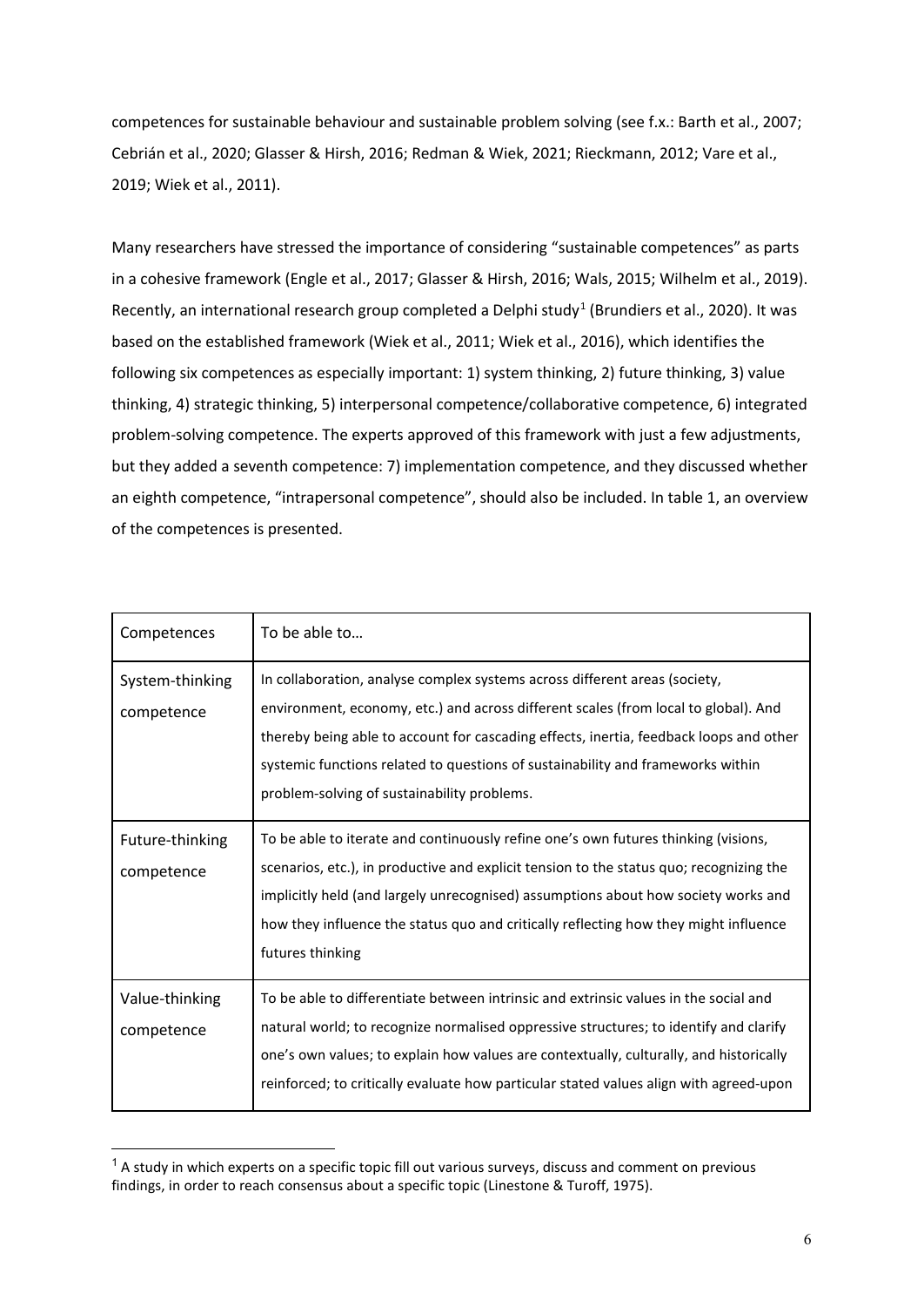competences for sustainable behaviour and sustainable problem solving (see f.x.: Barth et al., 2007; Cebrián et al., 2020; Glasser & Hirsh, 2016; Redman & Wiek, 2021; Rieckmann, 2012; Vare et al., 2019; Wiek et al., 2011).

Many researchers have stressed the importance of considering "sustainable competences" as parts in a cohesive framework (Engle et al., 2017; Glasser & Hirsh, 2016; Wals, 2015; Wilhelm et al., 2019). Recently, an international research group completed a Delphi study[1] (Brundiers et al., 2020). It was based on the established framework (Wiek et al., 2011; Wiek et al., 2016), which identifies the following six competences as especially important: 1) system thinking, 2) future thinking, 3) value thinking, 4) strategic thinking, 5) interpersonal competence/collaborative competence, 6) integrated problem-solving competence. The experts approved of this framework with just a few adjustments, but they added a seventh competence: 7) implementation competence, and they discussed whether an eighth competence, "intrapersonal competence", should also be included. In table 1, an overview of the competences is presented.

| Competences | To be able to… |
|---|---|
| System-thinking competence | In collaboration, analyse complex systems across different areas (society, environment, economy, etc.) and across different scales (from local to global). And thereby being able to account for cascading effects, inertia, feedback loops and other systemic functions related to questions of sustainability and frameworks within problem-solving of sustainability problems. |
| Future-thinking competence | To be able to iterate and continuously refine one's own futures thinking (visions, scenarios, etc.), in productive and explicit tension to the status quo; recognizing the implicitly held (and largely unrecognised) assumptions about how society works and how they influence the status quo and critically reflecting how they might influence futures thinking |
| Value-thinking competence | To be able to differentiate between intrinsic and extrinsic values in the social and natural world; to recognize normalised oppressive structures; to identify and clarify one's own values; to explain how values are contextually, culturally, and historically reinforced; to critically evaluate how particular stated values align with agreed-upon |

[1] A study in which experts on a specific topic fill out various surveys, discuss and comment on previous findings, in order to reach consensus about a specific topic (Linestone & Turoff, 1975).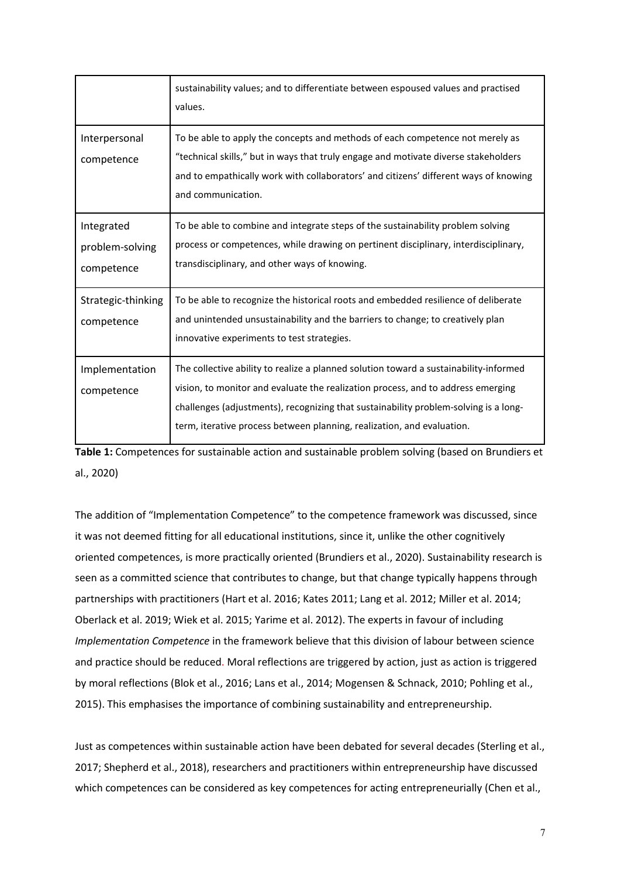| | |
|---|---|
| | sustainability values; and to differentiate between espoused values and practised values. |
| Interpersonal competence | To be able to apply the concepts and methods of each competence not merely as "technical skills," but in ways that truly engage and motivate diverse stakeholders and to empathically work with collaborators' and citizens' different ways of knowing and communication. |
| Integrated problem-solving competence | To be able to combine and integrate steps of the sustainability problem solving process or competences, while drawing on pertinent disciplinary, interdisciplinary, transdisciplinary, and other ways of knowing. |
| Strategic-thinking competence | To be able to recognize the historical roots and embedded resilience of deliberate and unintended unsustainability and the barriers to change; to creatively plan innovative experiments to test strategies. |
| Implementation competence | The collective ability to realize a planned solution toward a sustainability-informed vision, to monitor and evaluate the realization process, and to address emerging challenges (adjustments), recognizing that sustainability problem-solving is a long-term, iterative process between planning, realization, and evaluation. |

**Table 1:** Competences for sustainable action and sustainable problem solving (based on Brundiers et al., 2020)

The addition of "Implementation Competence" to the competence framework was discussed, since it was not deemed fitting for all educational institutions, since it, unlike the other cognitively oriented competences, is more practically oriented (Brundiers et al., 2020). Sustainability research is seen as a committed science that contributes to change, but that change typically happens through partnerships with practitioners (Hart et al. 2016; Kates 2011; Lang et al. 2012; Miller et al. 2014; Oberlack et al. 2019; Wiek et al. 2015; Yarime et al. 2012). The experts in favour of including *Implementation Competence* in the framework believe that this division of labour between science and practice should be reduced. Moral reflections are triggered by action, just as action is triggered by moral reflections (Blok et al., 2016; Lans et al., 2014; Mogensen & Schnack, 2010; Pohling et al., 2015). This emphasises the importance of combining sustainability and entrepreneurship.

Just as competences within sustainable action have been debated for several decades (Sterling et al., 2017; Shepherd et al., 2018), researchers and practitioners within entrepreneurship have discussed which competences can be considered as key competences for acting entrepreneurially (Chen et al.,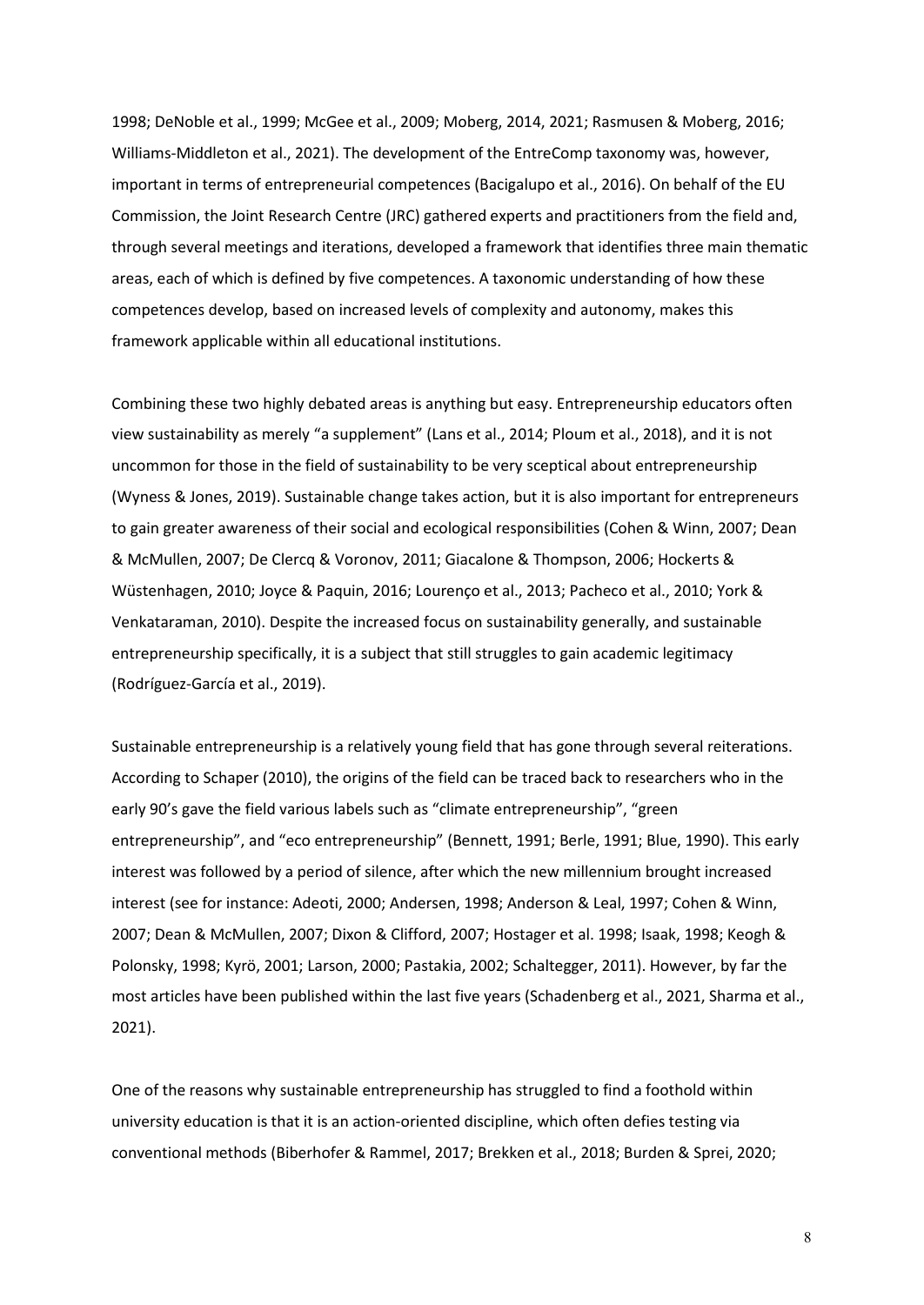1998; DeNoble et al., 1999; McGee et al., 2009; Moberg, 2014, 2021; Rasmusen & Moberg, 2016; Williams-Middleton et al., 2021). The development of the EntreComp taxonomy was, however, important in terms of entrepreneurial competences (Bacigalupo et al., 2016). On behalf of the EU Commission, the Joint Research Centre (JRC) gathered experts and practitioners from the field and, through several meetings and iterations, developed a framework that identifies three main thematic areas, each of which is defined by five competences. A taxonomic understanding of how these competences develop, based on increased levels of complexity and autonomy, makes this framework applicable within all educational institutions.

Combining these two highly debated areas is anything but easy. Entrepreneurship educators often view sustainability as merely "a supplement" (Lans et al., 2014; Ploum et al., 2018), and it is not uncommon for those in the field of sustainability to be very sceptical about entrepreneurship (Wyness & Jones, 2019). Sustainable change takes action, but it is also important for entrepreneurs to gain greater awareness of their social and ecological responsibilities (Cohen & Winn, 2007; Dean & McMullen, 2007; De Clercq & Voronov, 2011; Giacalone & Thompson, 2006; Hockerts & Wüstenhagen, 2010; Joyce & Paquin, 2016; Lourenço et al., 2013; Pacheco et al., 2010; York & Venkataraman, 2010). Despite the increased focus on sustainability generally, and sustainable entrepreneurship specifically, it is a subject that still struggles to gain academic legitimacy (Rodríguez-García et al., 2019).

Sustainable entrepreneurship is a relatively young field that has gone through several reiterations. According to Schaper (2010), the origins of the field can be traced back to researchers who in the early 90's gave the field various labels such as "climate entrepreneurship", "green entrepreneurship", and "eco entrepreneurship" (Bennett, 1991; Berle, 1991; Blue, 1990). This early interest was followed by a period of silence, after which the new millennium brought increased interest (see for instance: Adeoti, 2000; Andersen, 1998; Anderson & Leal, 1997; Cohen & Winn, 2007; Dean & McMullen, 2007; Dixon & Clifford, 2007; Hostager et al. 1998; Isaak, 1998; Keogh & Polonsky, 1998; Kyrö, 2001; Larson, 2000; Pastakia, 2002; Schaltegger, 2011). However, by far the most articles have been published within the last five years (Schadenberg et al., 2021, Sharma et al., 2021).

One of the reasons why sustainable entrepreneurship has struggled to find a foothold within university education is that it is an action-oriented discipline, which often defies testing via conventional methods (Biberhofer & Rammel, 2017; Brekken et al., 2018; Burden & Sprei, 2020;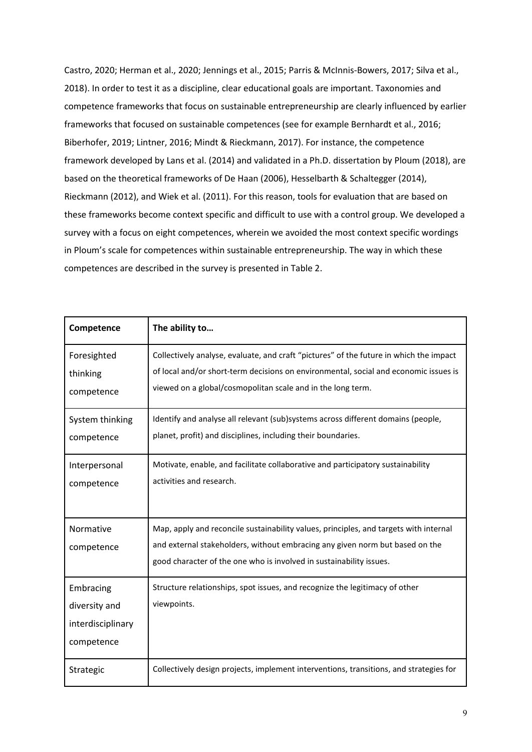Castro, 2020; Herman et al., 2020; Jennings et al., 2015; Parris & McInnis-Bowers, 2017; Silva et al., 2018). In order to test it as a discipline, clear educational goals are important. Taxonomies and competence frameworks that focus on sustainable entrepreneurship are clearly influenced by earlier frameworks that focused on sustainable competences (see for example Bernhardt et al., 2016; Biberhofer, 2019; Lintner, 2016; Mindt & Rieckmann, 2017). For instance, the competence framework developed by Lans et al. (2014) and validated in a Ph.D. dissertation by Ploum (2018), are based on the theoretical frameworks of De Haan (2006), Hesselbarth & Schaltegger (2014), Rieckmann (2012), and Wiek et al. (2011). For this reason, tools for evaluation that are based on these frameworks become context specific and difficult to use with a control group. We developed a survey with a focus on eight competences, wherein we avoided the most context specific wordings in Ploum's scale for competences within sustainable entrepreneurship. The way in which these competences are described in the survey is presented in Table 2.

| Competence | The ability to… |
|---|---|
| Foresighted thinking competence | Collectively analyse, evaluate, and craft "pictures" of the future in which the impact of local and/or short-term decisions on environmental, social and economic issues is viewed on a global/cosmopolitan scale and in the long term. |
| System thinking competence | Identify and analyse all relevant (sub)systems across different domains (people, planet, profit) and disciplines, including their boundaries. |
| Interpersonal competence | Motivate, enable, and facilitate collaborative and participatory sustainability activities and research. |
| Normative competence | Map, apply and reconcile sustainability values, principles, and targets with internal and external stakeholders, without embracing any given norm but based on the good character of the one who is involved in sustainability issues. |
| Embracing diversity and interdisciplinary competence | Structure relationships, spot issues, and recognize the legitimacy of other viewpoints. |
| Strategic | Collectively design projects, implement interventions, transitions, and strategies for |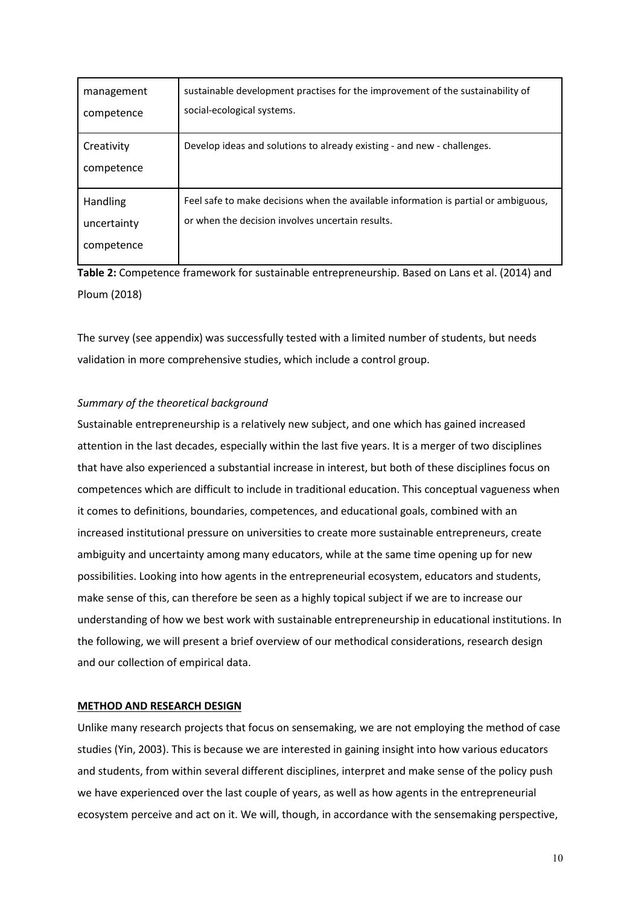| | |
|---|---|
| management competence | sustainable development practises for the improvement of the sustainability of social-ecological systems. |
| Creativity competence | Develop ideas and solutions to already existing - and new - challenges. |
| Handling uncertainty competence | Feel safe to make decisions when the available information is partial or ambiguous, or when the decision involves uncertain results. |

**Table 2:** Competence framework for sustainable entrepreneurship. Based on Lans et al. (2014) and Ploum (2018)

The survey (see appendix) was successfully tested with a limited number of students, but needs validation in more comprehensive studies, which include a control group.

*Summary of the theoretical background*

Sustainable entrepreneurship is a relatively new subject, and one which has gained increased attention in the last decades, especially within the last five years. It is a merger of two disciplines that have also experienced a substantial increase in interest, but both of these disciplines focus on competences which are difficult to include in traditional education. This conceptual vagueness when it comes to definitions, boundaries, competences, and educational goals, combined with an increased institutional pressure on universities to create more sustainable entrepreneurs, create ambiguity and uncertainty among many educators, while at the same time opening up for new possibilities. Looking into how agents in the entrepreneurial ecosystem, educators and students, make sense of this, can therefore be seen as a highly topical subject if we are to increase our understanding of how we best work with sustainable entrepreneurship in educational institutions. In the following, we will present a brief overview of our methodical considerations, research design and our collection of empirical data.

## METHOD AND RESEARCH DESIGN

Unlike many research projects that focus on sensemaking, we are not employing the method of case studies (Yin, 2003). This is because we are interested in gaining insight into how various educators and students, from within several different disciplines, interpret and make sense of the policy push we have experienced over the last couple of years, as well as how agents in the entrepreneurial ecosystem perceive and act on it. We will, though, in accordance with the sensemaking perspective,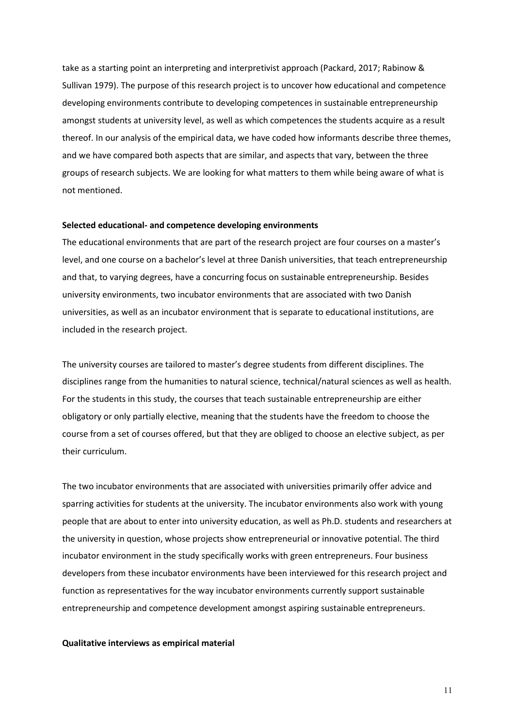take as a starting point an interpreting and interpretivist approach (Packard, 2017; Rabinow & Sullivan 1979). The purpose of this research project is to uncover how educational and competence developing environments contribute to developing competences in sustainable entrepreneurship amongst students at university level, as well as which competences the students acquire as a result thereof. In our analysis of the empirical data, we have coded how informants describe three themes, and we have compared both aspects that are similar, and aspects that vary, between the three groups of research subjects. We are looking for what matters to them while being aware of what is not mentioned.

**Selected educational- and competence developing environments**

The educational environments that are part of the research project are four courses on a master's level, and one course on a bachelor's level at three Danish universities, that teach entrepreneurship and that, to varying degrees, have a concurring focus on sustainable entrepreneurship. Besides university environments, two incubator environments that are associated with two Danish universities, as well as an incubator environment that is separate to educational institutions, are included in the research project.

The university courses are tailored to master's degree students from different disciplines. The disciplines range from the humanities to natural science, technical/natural sciences as well as health. For the students in this study, the courses that teach sustainable entrepreneurship are either obligatory or only partially elective, meaning that the students have the freedom to choose the course from a set of courses offered, but that they are obliged to choose an elective subject, as per their curriculum.

The two incubator environments that are associated with universities primarily offer advice and sparring activities for students at the university. The incubator environments also work with young people that are about to enter into university education, as well as Ph.D. students and researchers at the university in question, whose projects show entrepreneurial or innovative potential. The third incubator environment in the study specifically works with green entrepreneurs. Four business developers from these incubator environments have been interviewed for this research project and function as representatives for the way incubator environments currently support sustainable entrepreneurship and competence development amongst aspiring sustainable entrepreneurs.

**Qualitative interviews as empirical material**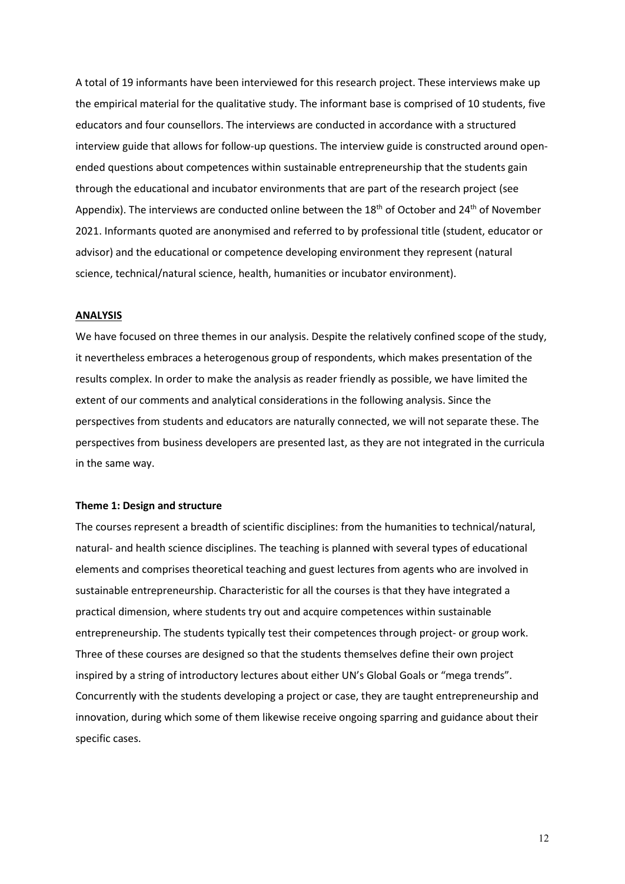A total of 19 informants have been interviewed for this research project. These interviews make up the empirical material for the qualitative study. The informant base is comprised of 10 students, five educators and four counsellors. The interviews are conducted in accordance with a structured interview guide that allows for follow-up questions. The interview guide is constructed around open-ended questions about competences within sustainable entrepreneurship that the students gain through the educational and incubator environments that are part of the research project (see Appendix). The interviews are conducted online between the 18th of October and 24th of November 2021. Informants quoted are anonymised and referred to by professional title (student, educator or advisor) and the educational or competence developing environment they represent (natural science, technical/natural science, health, humanities or incubator environment).

## ANALYSIS

We have focused on three themes in our analysis. Despite the relatively confined scope of the study, it nevertheless embraces a heterogenous group of respondents, which makes presentation of the results complex. In order to make the analysis as reader friendly as possible, we have limited the extent of our comments and analytical considerations in the following analysis. Since the perspectives from students and educators are naturally connected, we will not separate these. The perspectives from business developers are presented last, as they are not integrated in the curricula in the same way.

### Theme 1: Design and structure

The courses represent a breadth of scientific disciplines: from the humanities to technical/natural, natural- and health science disciplines. The teaching is planned with several types of educational elements and comprises theoretical teaching and guest lectures from agents who are involved in sustainable entrepreneurship. Characteristic for all the courses is that they have integrated a practical dimension, where students try out and acquire competences within sustainable entrepreneurship. The students typically test their competences through project- or group work. Three of these courses are designed so that the students themselves define their own project inspired by a string of introductory lectures about either UN's Global Goals or "mega trends". Concurrently with the students developing a project or case, they are taught entrepreneurship and innovation, during which some of them likewise receive ongoing sparring and guidance about their specific cases.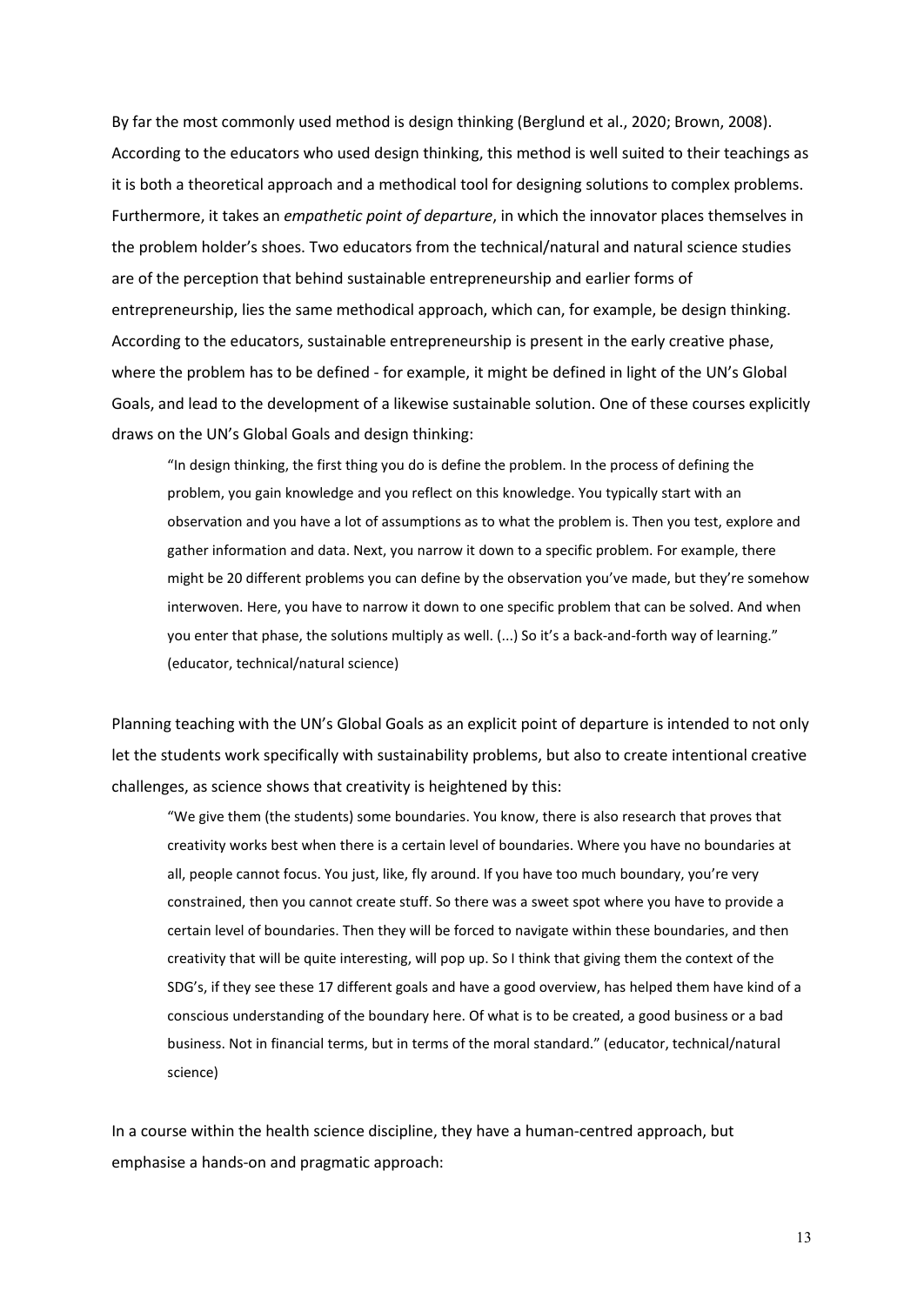By far the most commonly used method is design thinking (Berglund et al., 2020; Brown, 2008). According to the educators who used design thinking, this method is well suited to their teachings as it is both a theoretical approach and a methodical tool for designing solutions to complex problems. Furthermore, it takes an *empathetic point of departure*, in which the innovator places themselves in the problem holder's shoes. Two educators from the technical/natural and natural science studies are of the perception that behind sustainable entrepreneurship and earlier forms of entrepreneurship, lies the same methodical approach, which can, for example, be design thinking. According to the educators, sustainable entrepreneurship is present in the early creative phase, where the problem has to be defined - for example, it might be defined in light of the UN's Global Goals, and lead to the development of a likewise sustainable solution. One of these courses explicitly draws on the UN's Global Goals and design thinking:

> "In design thinking, the first thing you do is define the problem. In the process of defining the problem, you gain knowledge and you reflect on this knowledge. You typically start with an observation and you have a lot of assumptions as to what the problem is. Then you test, explore and gather information and data. Next, you narrow it down to a specific problem. For example, there might be 20 different problems you can define by the observation you've made, but they're somehow interwoven. Here, you have to narrow it down to one specific problem that can be solved. And when you enter that phase, the solutions multiply as well. (...) So it's a back-and-forth way of learning." (educator, technical/natural science)

Planning teaching with the UN's Global Goals as an explicit point of departure is intended to not only let the students work specifically with sustainability problems, but also to create intentional creative challenges, as science shows that creativity is heightened by this:

> "We give them (the students) some boundaries. You know, there is also research that proves that creativity works best when there is a certain level of boundaries. Where you have no boundaries at all, people cannot focus. You just, like, fly around. If you have too much boundary, you're very constrained, then you cannot create stuff. So there was a sweet spot where you have to provide a certain level of boundaries. Then they will be forced to navigate within these boundaries, and then creativity that will be quite interesting, will pop up. So I think that giving them the context of the SDG's, if they see these 17 different goals and have a good overview, has helped them have kind of a conscious understanding of the boundary here. Of what is to be created, a good business or a bad business. Not in financial terms, but in terms of the moral standard." (educator, technical/natural science)

In a course within the health science discipline, they have a human-centred approach, but emphasise a hands-on and pragmatic approach: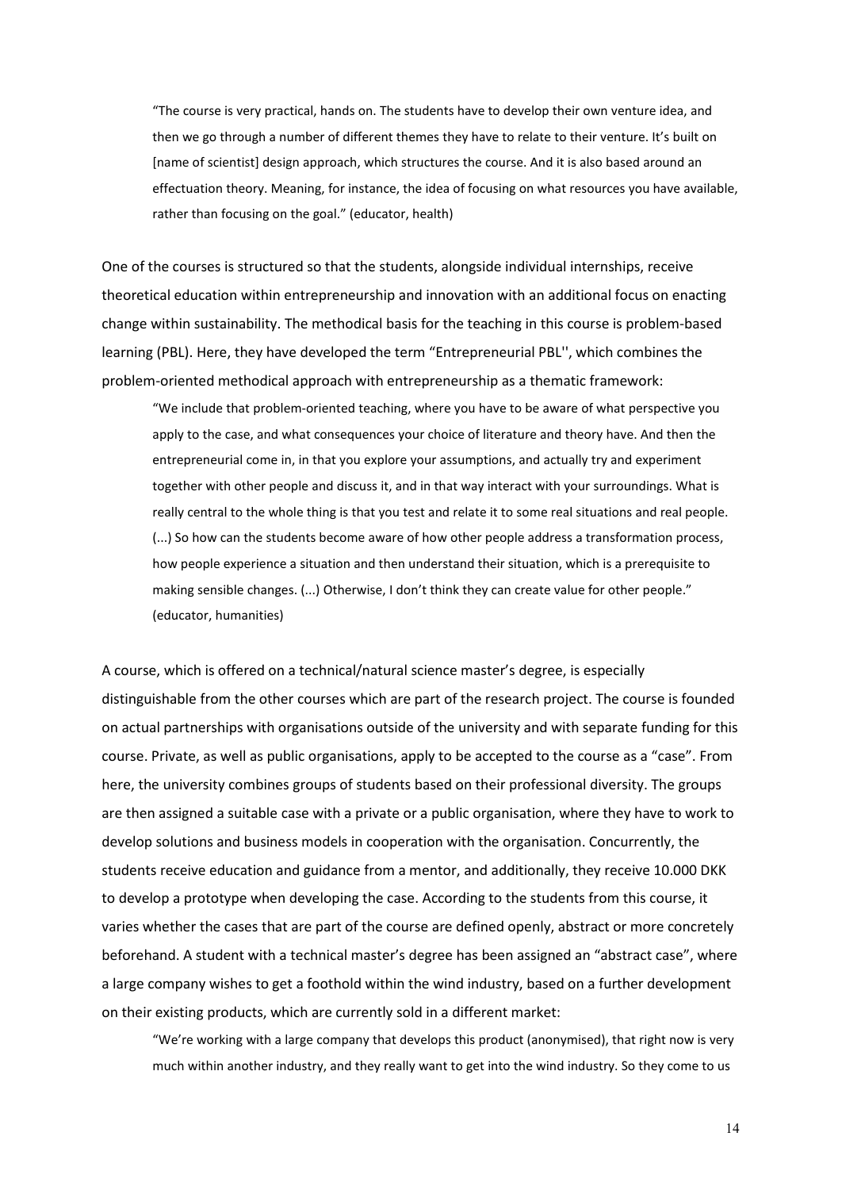> "The course is very practical, hands on. The students have to develop their own venture idea, and then we go through a number of different themes they have to relate to their venture. It's built on [name of scientist] design approach, which structures the course. And it is also based around an effectuation theory. Meaning, for instance, the idea of focusing on what resources you have available, rather than focusing on the goal." (educator, health)

One of the courses is structured so that the students, alongside individual internships, receive theoretical education within entrepreneurship and innovation with an additional focus on enacting change within sustainability. The methodical basis for the teaching in this course is problem-based learning (PBL). Here, they have developed the term "Entrepreneurial PBL'', which combines the problem-oriented methodical approach with entrepreneurship as a thematic framework:

> "We include that problem-oriented teaching, where you have to be aware of what perspective you apply to the case, and what consequences your choice of literature and theory have. And then the entrepreneurial come in, in that you explore your assumptions, and actually try and experiment together with other people and discuss it, and in that way interact with your surroundings. What is really central to the whole thing is that you test and relate it to some real situations and real people. (...) So how can the students become aware of how other people address a transformation process, how people experience a situation and then understand their situation, which is a prerequisite to making sensible changes. (...) Otherwise, I don't think they can create value for other people." (educator, humanities)

A course, which is offered on a technical/natural science master's degree, is especially distinguishable from the other courses which are part of the research project. The course is founded on actual partnerships with organisations outside of the university and with separate funding for this course. Private, as well as public organisations, apply to be accepted to the course as a "case". From here, the university combines groups of students based on their professional diversity. The groups are then assigned a suitable case with a private or a public organisation, where they have to work to develop solutions and business models in cooperation with the organisation. Concurrently, the students receive education and guidance from a mentor, and additionally, they receive 10.000 DKK to develop a prototype when developing the case. According to the students from this course, it varies whether the cases that are part of the course are defined openly, abstract or more concretely beforehand. A student with a technical master's degree has been assigned an "abstract case", where a large company wishes to get a foothold within the wind industry, based on a further development on their existing products, which are currently sold in a different market:

> "We're working with a large company that develops this product (anonymised), that right now is very much within another industry, and they really want to get into the wind industry. So they come to us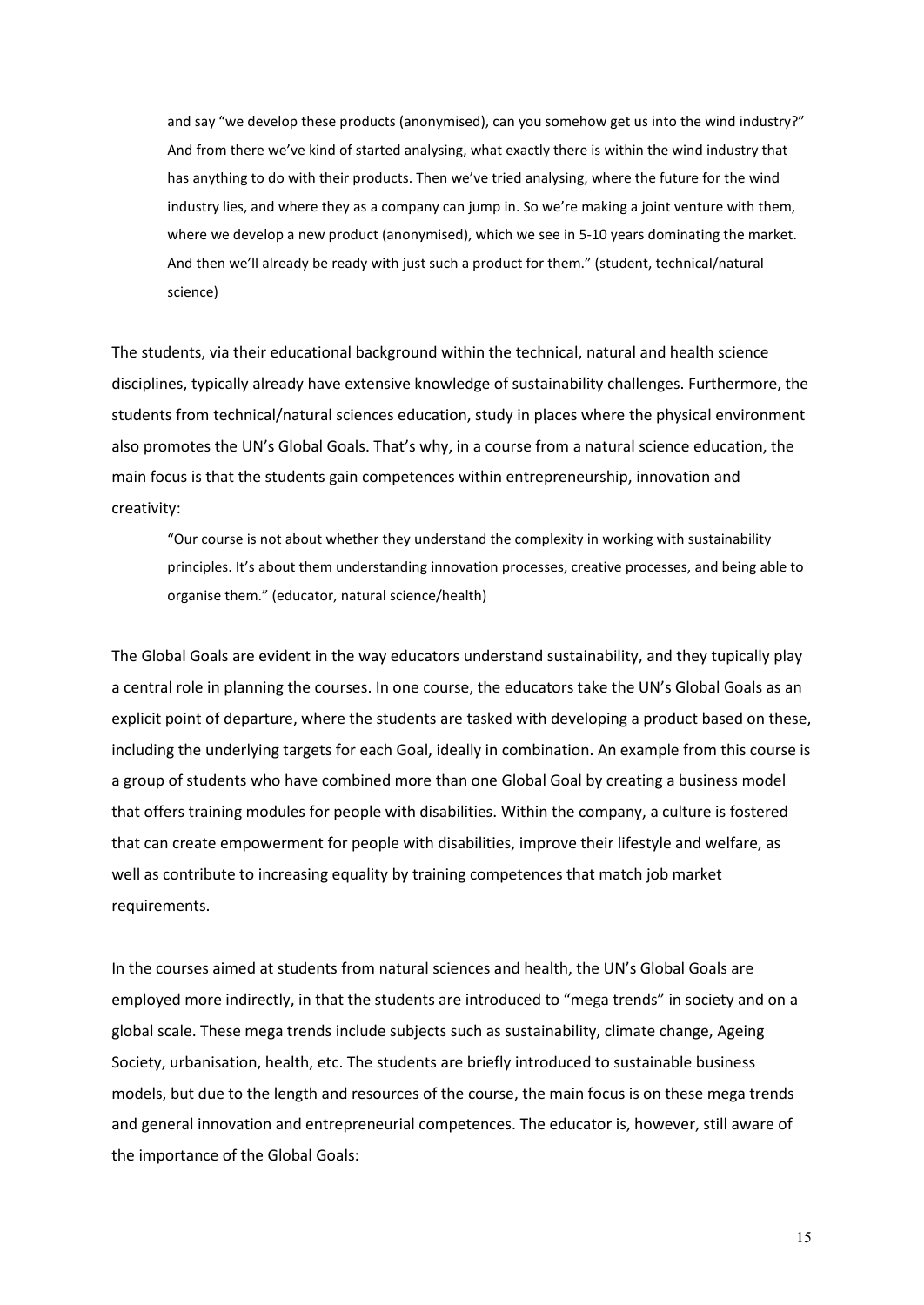> and say "we develop these products (anonymised), can you somehow get us into the wind industry?" And from there we've kind of started analysing, what exactly there is within the wind industry that has anything to do with their products. Then we've tried analysing, where the future for the wind industry lies, and where they as a company can jump in. So we're making a joint venture with them, where we develop a new product (anonymised), which we see in 5-10 years dominating the market. And then we'll already be ready with just such a product for them." (student, technical/natural science)

The students, via their educational background within the technical, natural and health science disciplines, typically already have extensive knowledge of sustainability challenges. Furthermore, the students from technical/natural sciences education, study in places where the physical environment also promotes the UN's Global Goals. That's why, in a course from a natural science education, the main focus is that the students gain competences within entrepreneurship, innovation and creativity:

> "Our course is not about whether they understand the complexity in working with sustainability principles. It's about them understanding innovation processes, creative processes, and being able to organise them." (educator, natural science/health)

The Global Goals are evident in the way educators understand sustainability, and they tupically play a central role in planning the courses. In one course, the educators take the UN's Global Goals as an explicit point of departure, where the students are tasked with developing a product based on these, including the underlying targets for each Goal, ideally in combination. An example from this course is a group of students who have combined more than one Global Goal by creating a business model that offers training modules for people with disabilities. Within the company, a culture is fostered that can create empowerment for people with disabilities, improve their lifestyle and welfare, as well as contribute to increasing equality by training competences that match job market requirements.

In the courses aimed at students from natural sciences and health, the UN's Global Goals are employed more indirectly, in that the students are introduced to "mega trends" in society and on a global scale. These mega trends include subjects such as sustainability, climate change, Ageing Society, urbanisation, health, etc. The students are briefly introduced to sustainable business models, but due to the length and resources of the course, the main focus is on these mega trends and general innovation and entrepreneurial competences. The educator is, however, still aware of the importance of the Global Goals: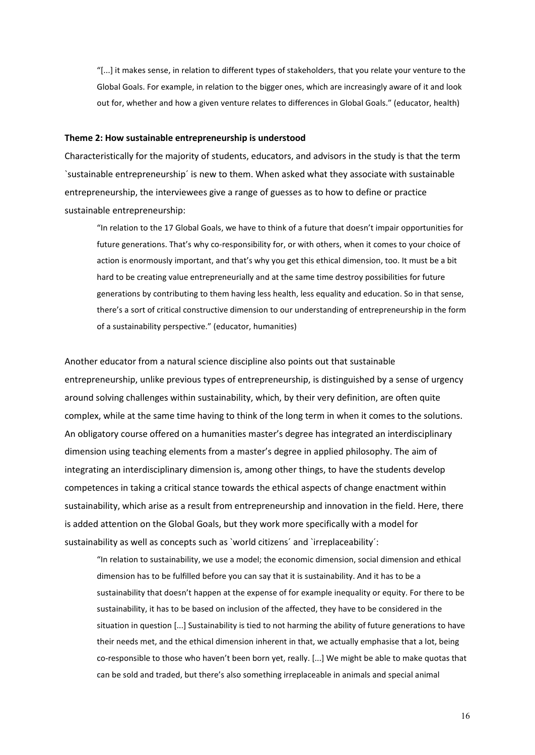> "[...] it makes sense, in relation to different types of stakeholders, that you relate your venture to the Global Goals. For example, in relation to the bigger ones, which are increasingly aware of it and look out for, whether and how a given venture relates to differences in Global Goals." (educator, health)

**Theme 2: How sustainable entrepreneurship is understood**

Characteristically for the majority of students, educators, and advisors in the study is that the term \`sustainable entrepreneurship´ is new to them. When asked what they associate with sustainable entrepreneurship, the interviewees give a range of guesses as to how to define or practice sustainable entrepreneurship:

> "In relation to the 17 Global Goals, we have to think of a future that doesn't impair opportunities for future generations. That's why co-responsibility for, or with others, when it comes to your choice of action is enormously important, and that's why you get this ethical dimension, too. It must be a bit hard to be creating value entrepreneurially and at the same time destroy possibilities for future generations by contributing to them having less health, less equality and education. So in that sense, there's a sort of critical constructive dimension to our understanding of entrepreneurship in the form of a sustainability perspective." (educator, humanities)

Another educator from a natural science discipline also points out that sustainable entrepreneurship, unlike previous types of entrepreneurship, is distinguished by a sense of urgency around solving challenges within sustainability, which, by their very definition, are often quite complex, while at the same time having to think of the long term in when it comes to the solutions. An obligatory course offered on a humanities master's degree has integrated an interdisciplinary dimension using teaching elements from a master's degree in applied philosophy. The aim of integrating an interdisciplinary dimension is, among other things, to have the students develop competences in taking a critical stance towards the ethical aspects of change enactment within sustainability, which arise as a result from entrepreneurship and innovation in the field. Here, there is added attention on the Global Goals, but they work more specifically with a model for sustainability as well as concepts such as \`world citizens´ and \`irreplaceability´:

> "In relation to sustainability, we use a model; the economic dimension, social dimension and ethical dimension has to be fulfilled before you can say that it is sustainability. And it has to be a sustainability that doesn't happen at the expense of for example inequality or equity. For there to be sustainability, it has to be based on inclusion of the affected, they have to be considered in the situation in question [...] Sustainability is tied to not harming the ability of future generations to have their needs met, and the ethical dimension inherent in that, we actually emphasise that a lot, being co-responsible to those who haven't been born yet, really. [...] We might be able to make quotas that can be sold and traded, but there's also something irreplaceable in animals and special animal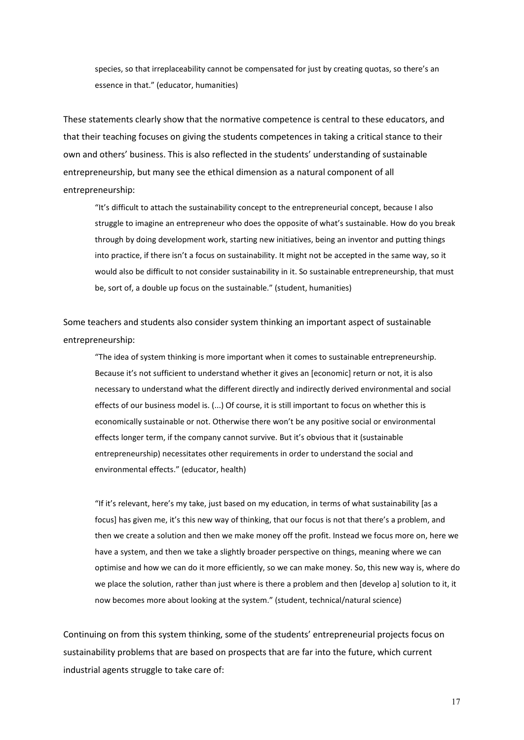> species, so that irreplaceability cannot be compensated for just by creating quotas, so there's an essence in that." (educator, humanities)

These statements clearly show that the normative competence is central to these educators, and that their teaching focuses on giving the students competences in taking a critical stance to their own and others' business. This is also reflected in the students' understanding of sustainable entrepreneurship, but many see the ethical dimension as a natural component of all entrepreneurship:

> "It's difficult to attach the sustainability concept to the entrepreneurial concept, because I also struggle to imagine an entrepreneur who does the opposite of what's sustainable. How do you break through by doing development work, starting new initiatives, being an inventor and putting things into practice, if there isn't a focus on sustainability. It might not be accepted in the same way, so it would also be difficult to not consider sustainability in it. So sustainable entrepreneurship, that must be, sort of, a double up focus on the sustainable." (student, humanities)

Some teachers and students also consider system thinking an important aspect of sustainable entrepreneurship:

> "The idea of system thinking is more important when it comes to sustainable entrepreneurship. Because it's not sufficient to understand whether it gives an [economic] return or not, it is also necessary to understand what the different directly and indirectly derived environmental and social effects of our business model is. (...) Of course, it is still important to focus on whether this is economically sustainable or not. Otherwise there won't be any positive social or environmental effects longer term, if the company cannot survive. But it's obvious that it (sustainable entrepreneurship) necessitates other requirements in order to understand the social and environmental effects." (educator, health)

> "If it's relevant, here's my take, just based on my education, in terms of what sustainability [as a focus] has given me, it's this new way of thinking, that our focus is not that there's a problem, and then we create a solution and then we make money off the profit. Instead we focus more on, here we have a system, and then we take a slightly broader perspective on things, meaning where we can optimise and how we can do it more efficiently, so we can make money. So, this new way is, where do we place the solution, rather than just where is there a problem and then [develop a] solution to it, it now becomes more about looking at the system." (student, technical/natural science)

Continuing on from this system thinking, some of the students' entrepreneurial projects focus on sustainability problems that are based on prospects that are far into the future, which current industrial agents struggle to take care of: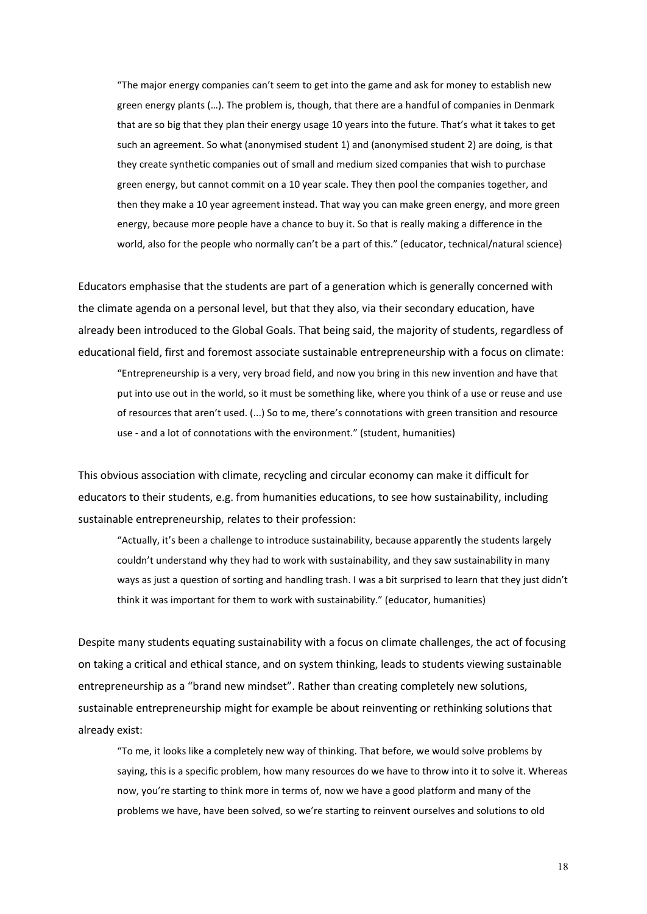> "The major energy companies can't seem to get into the game and ask for money to establish new green energy plants (…). The problem is, though, that there are a handful of companies in Denmark that are so big that they plan their energy usage 10 years into the future. That's what it takes to get such an agreement. So what (anonymised student 1) and (anonymised student 2) are doing, is that they create synthetic companies out of small and medium sized companies that wish to purchase green energy, but cannot commit on a 10 year scale. They then pool the companies together, and then they make a 10 year agreement instead. That way you can make green energy, and more green energy, because more people have a chance to buy it. So that is really making a difference in the world, also for the people who normally can't be a part of this." (educator, technical/natural science)

Educators emphasise that the students are part of a generation which is generally concerned with the climate agenda on a personal level, but that they also, via their secondary education, have already been introduced to the Global Goals. That being said, the majority of students, regardless of educational field, first and foremost associate sustainable entrepreneurship with a focus on climate:

> "Entrepreneurship is a very, very broad field, and now you bring in this new invention and have that put into use out in the world, so it must be something like, where you think of a use or reuse and use of resources that aren't used. (...) So to me, there's connotations with green transition and resource use - and a lot of connotations with the environment." (student, humanities)

This obvious association with climate, recycling and circular economy can make it difficult for educators to their students, e.g. from humanities educations, to see how sustainability, including sustainable entrepreneurship, relates to their profession:

> "Actually, it's been a challenge to introduce sustainability, because apparently the students largely couldn't understand why they had to work with sustainability, and they saw sustainability in many ways as just a question of sorting and handling trash. I was a bit surprised to learn that they just didn't think it was important for them to work with sustainability." (educator, humanities)

Despite many students equating sustainability with a focus on climate challenges, the act of focusing on taking a critical and ethical stance, and on system thinking, leads to students viewing sustainable entrepreneurship as a "brand new mindset". Rather than creating completely new solutions, sustainable entrepreneurship might for example be about reinventing or rethinking solutions that already exist:

> "To me, it looks like a completely new way of thinking. That before, we would solve problems by saying, this is a specific problem, how many resources do we have to throw into it to solve it. Whereas now, you're starting to think more in terms of, now we have a good platform and many of the problems we have, have been solved, so we're starting to reinvent ourselves and solutions to old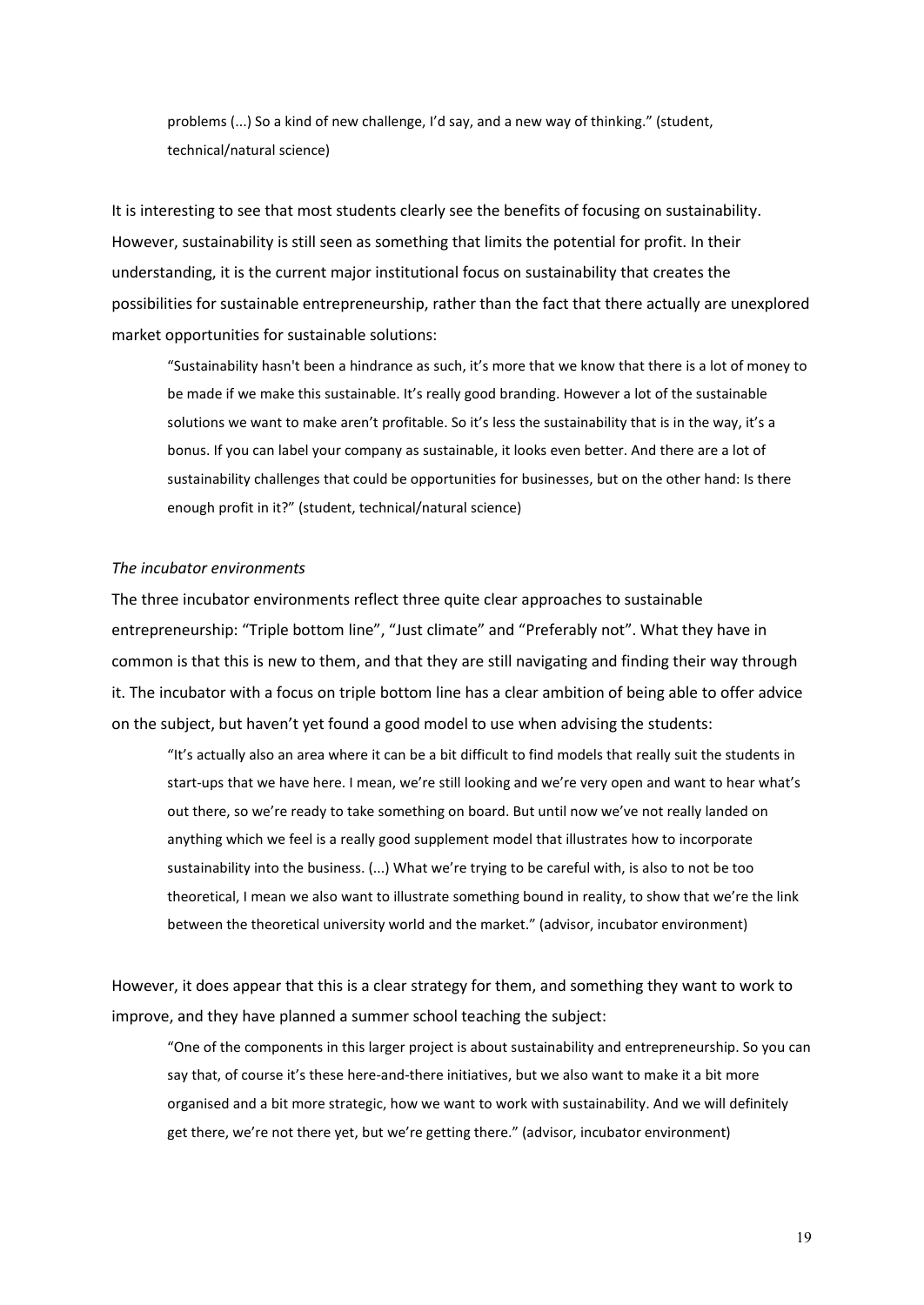> problems (...) So a kind of new challenge, I'd say, and a new way of thinking." (student, technical/natural science)

It is interesting to see that most students clearly see the benefits of focusing on sustainability. However, sustainability is still seen as something that limits the potential for profit. In their understanding, it is the current major institutional focus on sustainability that creates the possibilities for sustainable entrepreneurship, rather than the fact that there actually are unexplored market opportunities for sustainable solutions:

> "Sustainability hasn't been a hindrance as such, it's more that we know that there is a lot of money to be made if we make this sustainable. It's really good branding. However a lot of the sustainable solutions we want to make aren't profitable. So it's less the sustainability that is in the way, it's a bonus. If you can label your company as sustainable, it looks even better. And there are a lot of sustainability challenges that could be opportunities for businesses, but on the other hand: Is there enough profit in it?" (student, technical/natural science)

*The incubator environments*

The three incubator environments reflect three quite clear approaches to sustainable entrepreneurship: "Triple bottom line", "Just climate" and "Preferably not". What they have in common is that this is new to them, and that they are still navigating and finding their way through it. The incubator with a focus on triple bottom line has a clear ambition of being able to offer advice on the subject, but haven't yet found a good model to use when advising the students:

> "It's actually also an area where it can be a bit difficult to find models that really suit the students in start-ups that we have here. I mean, we're still looking and we're very open and want to hear what's out there, so we're ready to take something on board. But until now we've not really landed on anything which we feel is a really good supplement model that illustrates how to incorporate sustainability into the business. (...) What we're trying to be careful with, is also to not be too theoretical, I mean we also want to illustrate something bound in reality, to show that we're the link between the theoretical university world and the market." (advisor, incubator environment)

However, it does appear that this is a clear strategy for them, and something they want to work to improve, and they have planned a summer school teaching the subject:

> "One of the components in this larger project is about sustainability and entrepreneurship. So you can say that, of course it's these here-and-there initiatives, but we also want to make it a bit more organised and a bit more strategic, how we want to work with sustainability. And we will definitely get there, we're not there yet, but we're getting there." (advisor, incubator environment)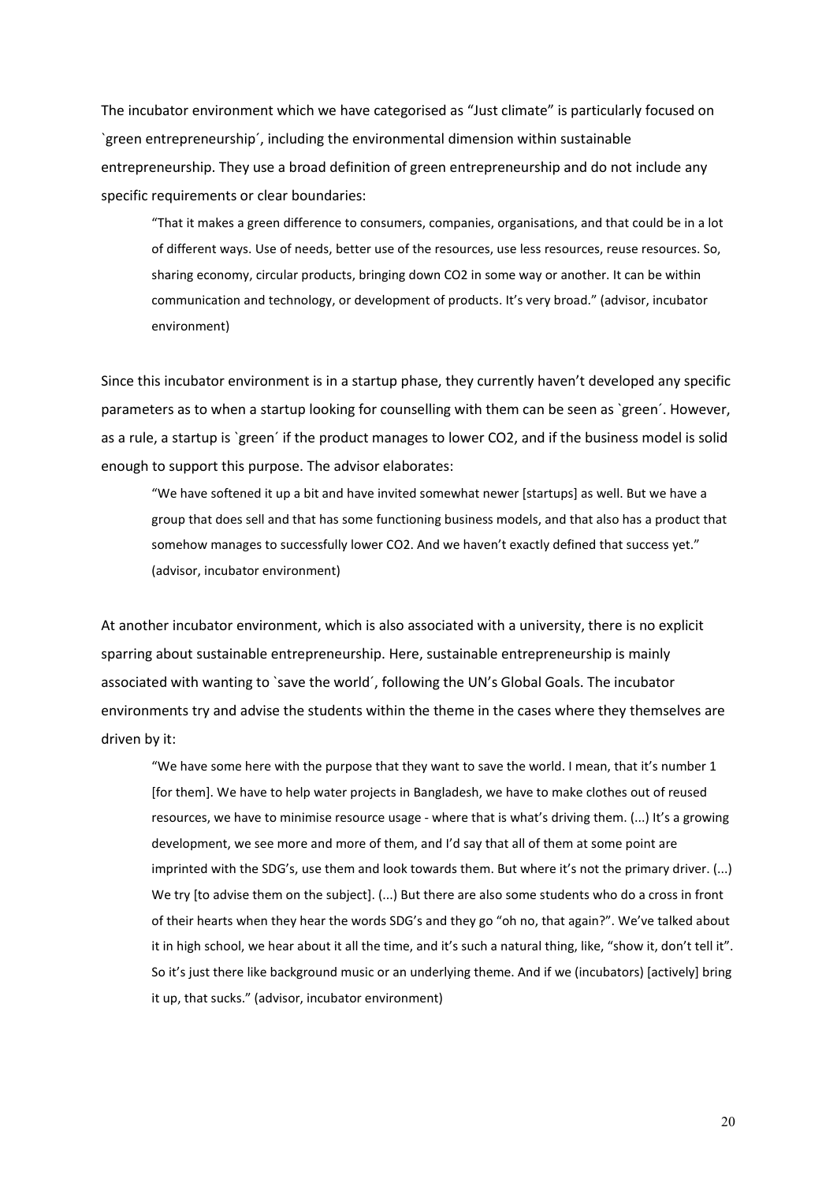The incubator environment which we have categorised as "Just climate" is particularly focused on `green entrepreneurship´, including the environmental dimension within sustainable entrepreneurship. They use a broad definition of green entrepreneurship and do not include any specific requirements or clear boundaries:

> "That it makes a green difference to consumers, companies, organisations, and that could be in a lot of different ways. Use of needs, better use of the resources, use less resources, reuse resources. So, sharing economy, circular products, bringing down CO2 in some way or another. It can be within communication and technology, or development of products. It's very broad." (advisor, incubator environment)

Since this incubator environment is in a startup phase, they currently haven't developed any specific parameters as to when a startup looking for counselling with them can be seen as `green´. However, as a rule, a startup is `green´ if the product manages to lower CO2, and if the business model is solid enough to support this purpose. The advisor elaborates:

> "We have softened it up a bit and have invited somewhat newer [startups] as well. But we have a group that does sell and that has some functioning business models, and that also has a product that somehow manages to successfully lower CO2. And we haven't exactly defined that success yet." (advisor, incubator environment)

At another incubator environment, which is also associated with a university, there is no explicit sparring about sustainable entrepreneurship. Here, sustainable entrepreneurship is mainly associated with wanting to `save the world´, following the UN's Global Goals. The incubator environments try and advise the students within the theme in the cases where they themselves are driven by it:

> "We have some here with the purpose that they want to save the world. I mean, that it's number 1 [for them]. We have to help water projects in Bangladesh, we have to make clothes out of reused resources, we have to minimise resource usage - where that is what's driving them. (...) It's a growing development, we see more and more of them, and I'd say that all of them at some point are imprinted with the SDG's, use them and look towards them. But where it's not the primary driver. (...) We try [to advise them on the subject]. (...) But there are also some students who do a cross in front of their hearts when they hear the words SDG's and they go "oh no, that again?". We've talked about it in high school, we hear about it all the time, and it's such a natural thing, like, "show it, don't tell it". So it's just there like background music or an underlying theme. And if we (incubators) [actively] bring it up, that sucks." (advisor, incubator environment)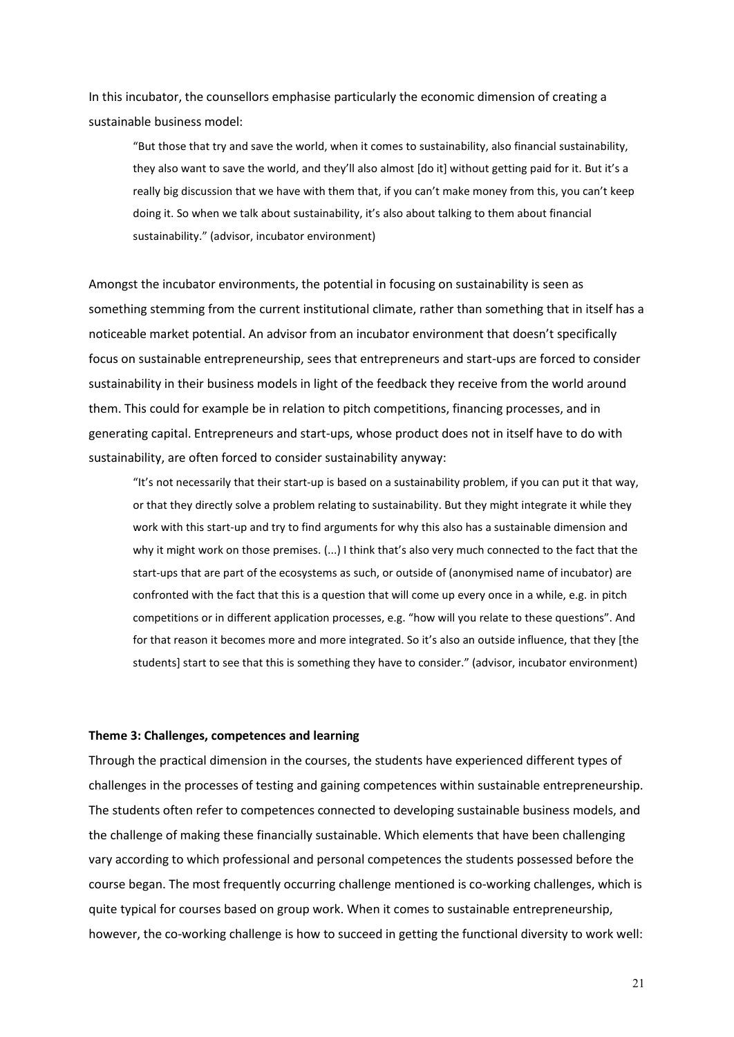In this incubator, the counsellors emphasise particularly the economic dimension of creating a sustainable business model:

> "But those that try and save the world, when it comes to sustainability, also financial sustainability, they also want to save the world, and they'll also almost [do it] without getting paid for it. But it's a really big discussion that we have with them that, if you can't make money from this, you can't keep doing it. So when we talk about sustainability, it's also about talking to them about financial sustainability." (advisor, incubator environment)

Amongst the incubator environments, the potential in focusing on sustainability is seen as something stemming from the current institutional climate, rather than something that in itself has a noticeable market potential. An advisor from an incubator environment that doesn't specifically focus on sustainable entrepreneurship, sees that entrepreneurs and start-ups are forced to consider sustainability in their business models in light of the feedback they receive from the world around them. This could for example be in relation to pitch competitions, financing processes, and in generating capital. Entrepreneurs and start-ups, whose product does not in itself have to do with sustainability, are often forced to consider sustainability anyway:

> "It's not necessarily that their start-up is based on a sustainability problem, if you can put it that way, or that they directly solve a problem relating to sustainability. But they might integrate it while they work with this start-up and try to find arguments for why this also has a sustainable dimension and why it might work on those premises. (...) I think that's also very much connected to the fact that the start-ups that are part of the ecosystems as such, or outside of (anonymised name of incubator) are confronted with the fact that this is a question that will come up every once in a while, e.g. in pitch competitions or in different application processes, e.g. "how will you relate to these questions". And for that reason it becomes more and more integrated. So it's also an outside influence, that they [the students] start to see that this is something they have to consider." (advisor, incubator environment)

**Theme 3: Challenges, competences and learning**

Through the practical dimension in the courses, the students have experienced different types of challenges in the processes of testing and gaining competences within sustainable entrepreneurship. The students often refer to competences connected to developing sustainable business models, and the challenge of making these financially sustainable. Which elements that have been challenging vary according to which professional and personal competences the students possessed before the course began. The most frequently occurring challenge mentioned is co-working challenges, which is quite typical for courses based on group work. When it comes to sustainable entrepreneurship, however, the co-working challenge is how to succeed in getting the functional diversity to work well: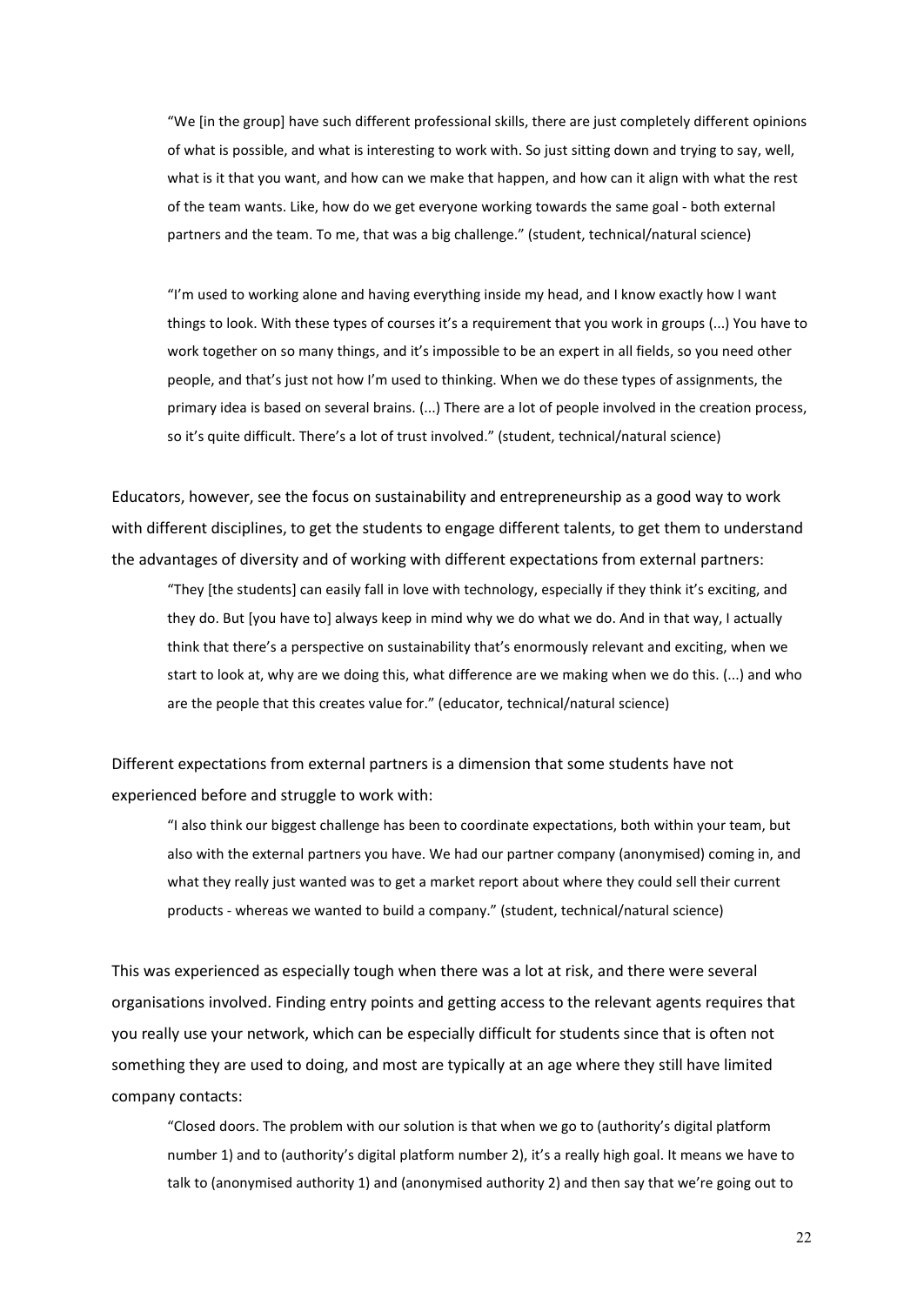> "We [in the group] have such different professional skills, there are just completely different opinions of what is possible, and what is interesting to work with. So just sitting down and trying to say, well, what is it that you want, and how can we make that happen, and how can it align with what the rest of the team wants. Like, how do we get everyone working towards the same goal - both external partners and the team. To me, that was a big challenge." (student, technical/natural science)

> "I'm used to working alone and having everything inside my head, and I know exactly how I want things to look. With these types of courses it's a requirement that you work in groups (...) You have to work together on so many things, and it's impossible to be an expert in all fields, so you need other people, and that's just not how I'm used to thinking. When we do these types of assignments, the primary idea is based on several brains. (...) There are a lot of people involved in the creation process, so it's quite difficult. There's a lot of trust involved." (student, technical/natural science)

Educators, however, see the focus on sustainability and entrepreneurship as a good way to work with different disciplines, to get the students to engage different talents, to get them to understand the advantages of diversity and of working with different expectations from external partners:

> "They [the students] can easily fall in love with technology, especially if they think it's exciting, and they do. But [you have to] always keep in mind why we do what we do. And in that way, I actually think that there's a perspective on sustainability that's enormously relevant and exciting, when we start to look at, why are we doing this, what difference are we making when we do this. (...) and who are the people that this creates value for." (educator, technical/natural science)

Different expectations from external partners is a dimension that some students have not experienced before and struggle to work with:

> "I also think our biggest challenge has been to coordinate expectations, both within your team, but also with the external partners you have. We had our partner company (anonymised) coming in, and what they really just wanted was to get a market report about where they could sell their current products - whereas we wanted to build a company." (student, technical/natural science)

This was experienced as especially tough when there was a lot at risk, and there were several organisations involved. Finding entry points and getting access to the relevant agents requires that you really use your network, which can be especially difficult for students since that is often not something they are used to doing, and most are typically at an age where they still have limited company contacts:

> "Closed doors. The problem with our solution is that when we go to (authority's digital platform number 1) and to (authority's digital platform number 2), it's a really high goal. It means we have to talk to (anonymised authority 1) and (anonymised authority 2) and then say that we're going out to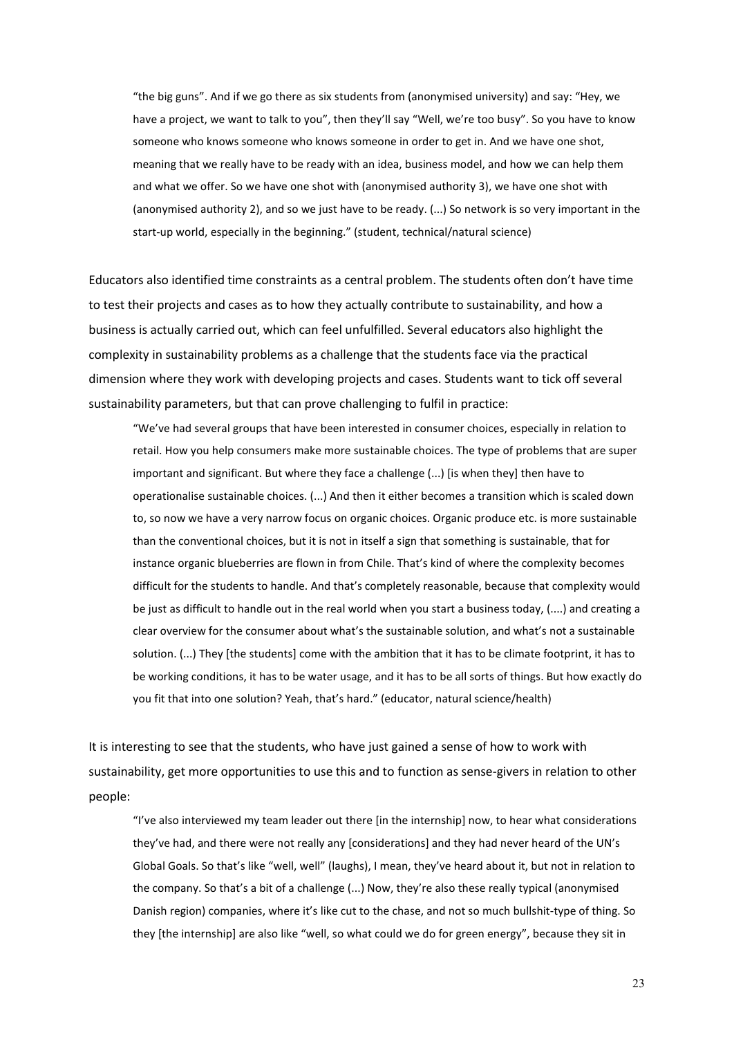> "the big guns". And if we go there as six students from (anonymised university) and say: "Hey, we have a project, we want to talk to you", then they'll say "Well, we're too busy". So you have to know someone who knows someone who knows someone in order to get in. And we have one shot, meaning that we really have to be ready with an idea, business model, and how we can help them and what we offer. So we have one shot with (anonymised authority 3), we have one shot with (anonymised authority 2), and so we just have to be ready. (...) So network is so very important in the start-up world, especially in the beginning." (student, technical/natural science)

Educators also identified time constraints as a central problem. The students often don't have time to test their projects and cases as to how they actually contribute to sustainability, and how a business is actually carried out, which can feel unfulfilled. Several educators also highlight the complexity in sustainability problems as a challenge that the students face via the practical dimension where they work with developing projects and cases. Students want to tick off several sustainability parameters, but that can prove challenging to fulfil in practice:

> "We've had several groups that have been interested in consumer choices, especially in relation to retail. How you help consumers make more sustainable choices. The type of problems that are super important and significant. But where they face a challenge (...) [is when they] then have to operationalise sustainable choices. (...) And then it either becomes a transition which is scaled down to, so now we have a very narrow focus on organic choices. Organic produce etc. is more sustainable than the conventional choices, but it is not in itself a sign that something is sustainable, that for instance organic blueberries are flown in from Chile. That's kind of where the complexity becomes difficult for the students to handle. And that's completely reasonable, because that complexity would be just as difficult to handle out in the real world when you start a business today, (....) and creating a clear overview for the consumer about what's the sustainable solution, and what's not a sustainable solution. (...) They [the students] come with the ambition that it has to be climate footprint, it has to be working conditions, it has to be water usage, and it has to be all sorts of things. But how exactly do you fit that into one solution? Yeah, that's hard." (educator, natural science/health)

It is interesting to see that the students, who have just gained a sense of how to work with sustainability, get more opportunities to use this and to function as sense-givers in relation to other people:

> "I've also interviewed my team leader out there [in the internship] now, to hear what considerations they've had, and there were not really any [considerations] and they had never heard of the UN's Global Goals. So that's like "well, well" (laughs), I mean, they've heard about it, but not in relation to the company. So that's a bit of a challenge (...) Now, they're also these really typical (anonymised Danish region) companies, where it's like cut to the chase, and not so much bullshit-type of thing. So they [the internship] are also like "well, so what could we do for green energy", because they sit in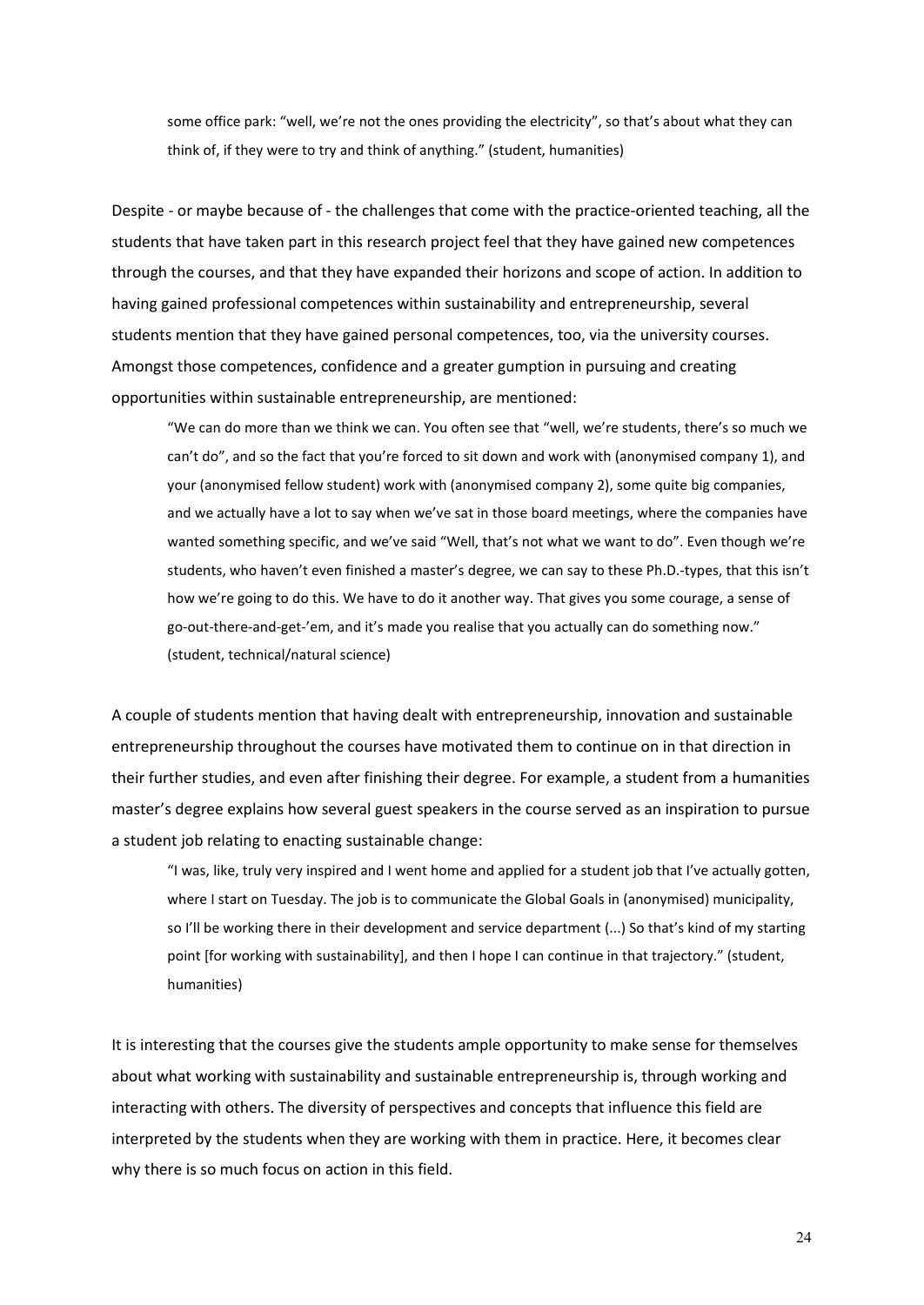some office park: "well, we're not the ones providing the electricity", so that's about what they can think of, if they were to try and think of anything." (student, humanities)

Despite - or maybe because of - the challenges that come with the practice-oriented teaching, all the students that have taken part in this research project feel that they have gained new competences through the courses, and that they have expanded their horizons and scope of action. In addition to having gained professional competences within sustainability and entrepreneurship, several students mention that they have gained personal competences, too, via the university courses. Amongst those competences, confidence and a greater gumption in pursuing and creating opportunities within sustainable entrepreneurship, are mentioned:

> "We can do more than we think we can. You often see that "well, we're students, there's so much we can't do", and so the fact that you're forced to sit down and work with (anonymised company 1), and your (anonymised fellow student) work with (anonymised company 2), some quite big companies, and we actually have a lot to say when we've sat in those board meetings, where the companies have wanted something specific, and we've said "Well, that's not what we want to do". Even though we're students, who haven't even finished a master's degree, we can say to these Ph.D.-types, that this isn't how we're going to do this. We have to do it another way. That gives you some courage, a sense of go-out-there-and-get-'em, and it's made you realise that you actually can do something now." (student, technical/natural science)

A couple of students mention that having dealt with entrepreneurship, innovation and sustainable entrepreneurship throughout the courses have motivated them to continue on in that direction in their further studies, and even after finishing their degree. For example, a student from a humanities master's degree explains how several guest speakers in the course served as an inspiration to pursue a student job relating to enacting sustainable change:

> "I was, like, truly very inspired and I went home and applied for a student job that I've actually gotten, where I start on Tuesday. The job is to communicate the Global Goals in (anonymised) municipality, so I'll be working there in their development and service department (...) So that's kind of my starting point [for working with sustainability], and then I hope I can continue in that trajectory." (student, humanities)

It is interesting that the courses give the students ample opportunity to make sense for themselves about what working with sustainability and sustainable entrepreneurship is, through working and interacting with others. The diversity of perspectives and concepts that influence this field are interpreted by the students when they are working with them in practice. Here, it becomes clear why there is so much focus on action in this field.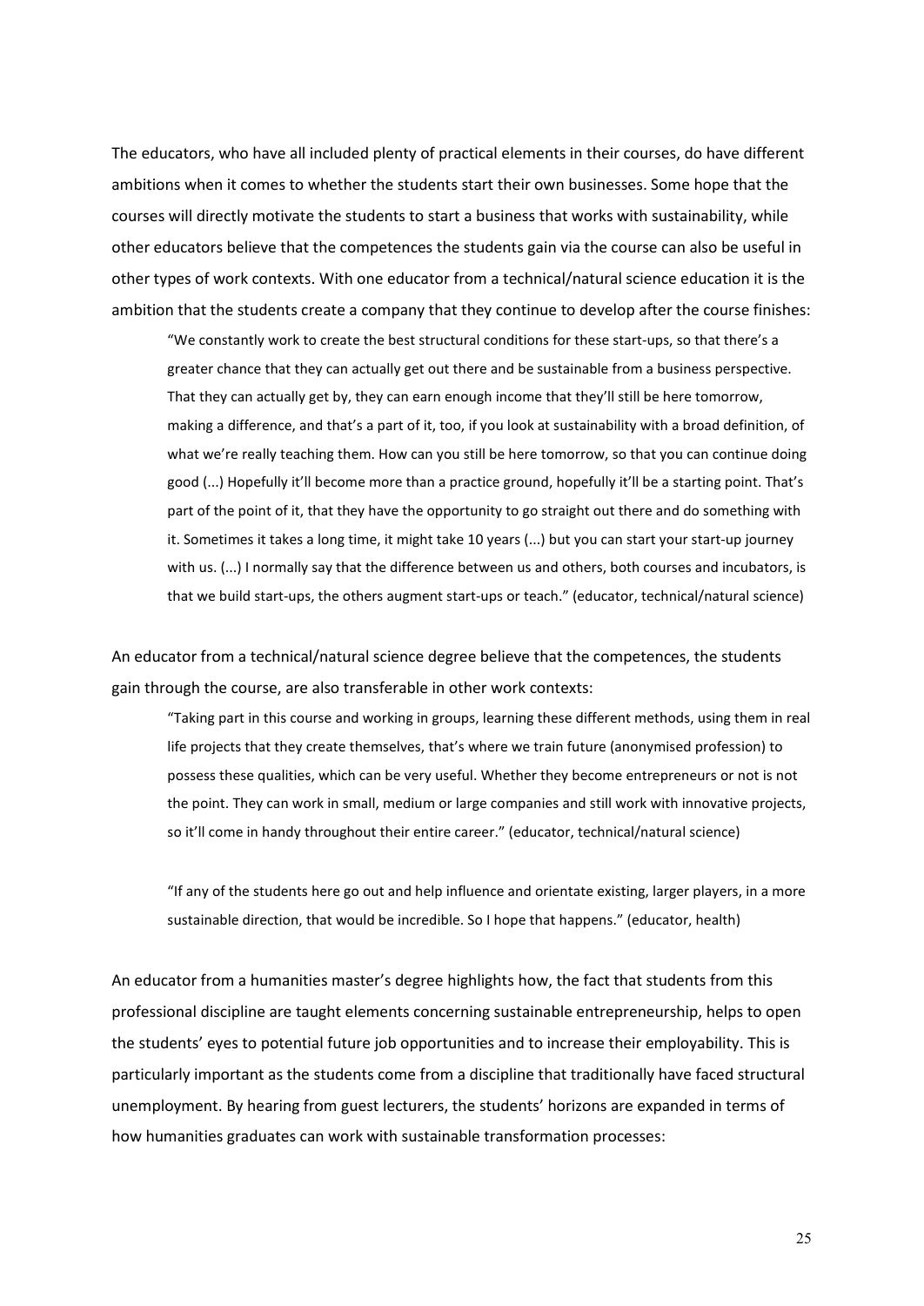The educators, who have all included plenty of practical elements in their courses, do have different ambitions when it comes to whether the students start their own businesses. Some hope that the courses will directly motivate the students to start a business that works with sustainability, while other educators believe that the competences the students gain via the course can also be useful in other types of work contexts. With one educator from a technical/natural science education it is the ambition that the students create a company that they continue to develop after the course finishes:

> "We constantly work to create the best structural conditions for these start-ups, so that there's a greater chance that they can actually get out there and be sustainable from a business perspective. That they can actually get by, they can earn enough income that they'll still be here tomorrow, making a difference, and that's a part of it, too, if you look at sustainability with a broad definition, of what we're really teaching them. How can you still be here tomorrow, so that you can continue doing good (...) Hopefully it'll become more than a practice ground, hopefully it'll be a starting point. That's part of the point of it, that they have the opportunity to go straight out there and do something with it. Sometimes it takes a long time, it might take 10 years (...) but you can start your start-up journey with us. (...) I normally say that the difference between us and others, both courses and incubators, is that we build start-ups, the others augment start-ups or teach." (educator, technical/natural science)

An educator from a technical/natural science degree believe that the competences, the students gain through the course, are also transferable in other work contexts:

> "Taking part in this course and working in groups, learning these different methods, using them in real life projects that they create themselves, that's where we train future (anonymised profession) to possess these qualities, which can be very useful. Whether they become entrepreneurs or not is not the point. They can work in small, medium or large companies and still work with innovative projects, so it'll come in handy throughout their entire career." (educator, technical/natural science)

> "If any of the students here go out and help influence and orientate existing, larger players, in a more sustainable direction, that would be incredible. So I hope that happens." (educator, health)

An educator from a humanities master's degree highlights how, the fact that students from this professional discipline are taught elements concerning sustainable entrepreneurship, helps to open the students' eyes to potential future job opportunities and to increase their employability. This is particularly important as the students come from a discipline that traditionally have faced structural unemployment. By hearing from guest lecturers, the students' horizons are expanded in terms of how humanities graduates can work with sustainable transformation processes: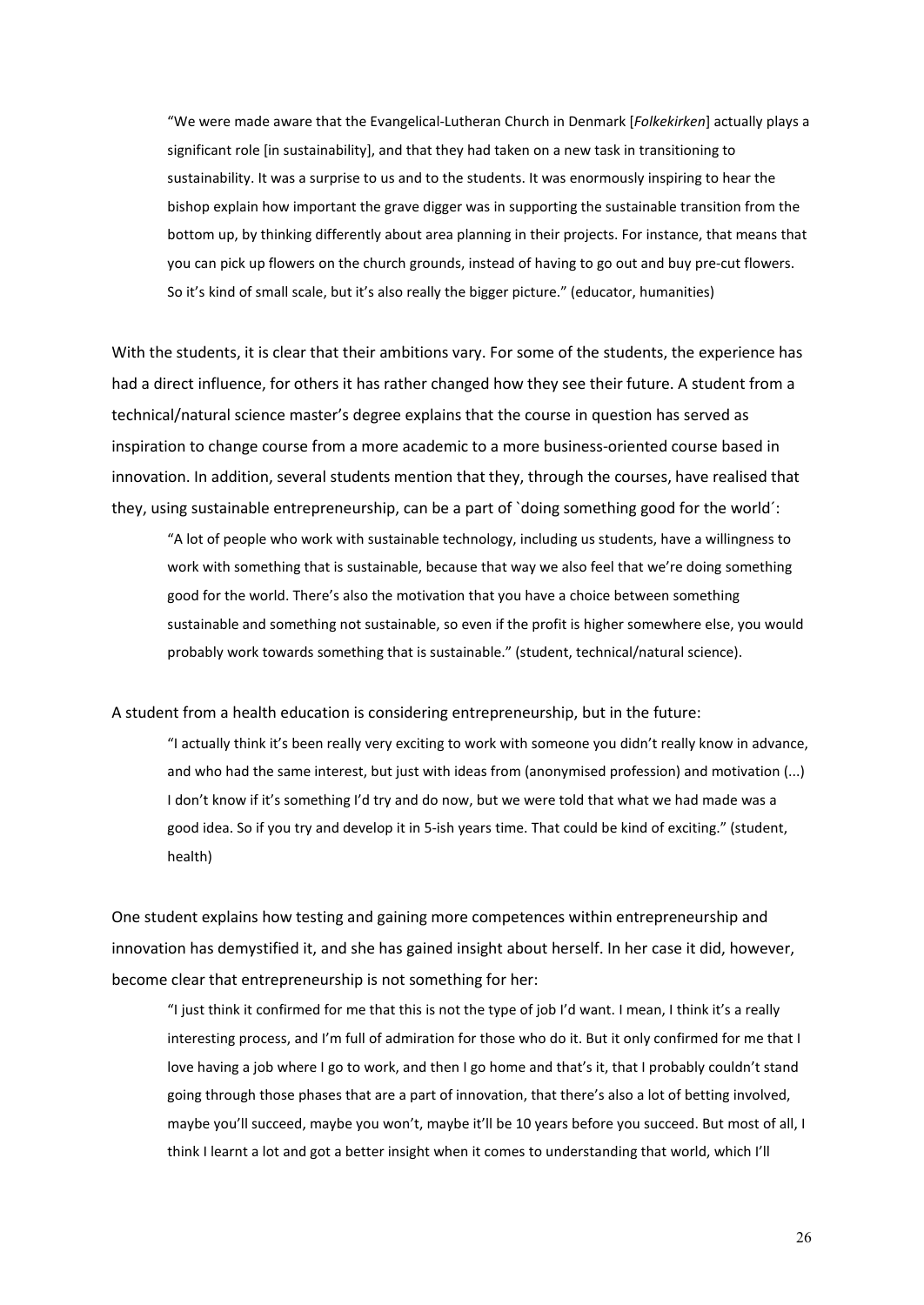> "We were made aware that the Evangelical-Lutheran Church in Denmark [*Folkekirken*] actually plays a significant role [in sustainability], and that they had taken on a new task in transitioning to sustainability. It was a surprise to us and to the students. It was enormously inspiring to hear the bishop explain how important the grave digger was in supporting the sustainable transition from the bottom up, by thinking differently about area planning in their projects. For instance, that means that you can pick up flowers on the church grounds, instead of having to go out and buy pre-cut flowers. So it's kind of small scale, but it's also really the bigger picture." (educator, humanities)

With the students, it is clear that their ambitions vary. For some of the students, the experience has had a direct influence, for others it has rather changed how they see their future. A student from a technical/natural science master's degree explains that the course in question has served as inspiration to change course from a more academic to a more business-oriented course based in innovation. In addition, several students mention that they, through the courses, have realised that they, using sustainable entrepreneurship, can be a part of `doing something good for the world´:

> "A lot of people who work with sustainable technology, including us students, have a willingness to work with something that is sustainable, because that way we also feel that we're doing something good for the world. There's also the motivation that you have a choice between something sustainable and something not sustainable, so even if the profit is higher somewhere else, you would probably work towards something that is sustainable." (student, technical/natural science).

A student from a health education is considering entrepreneurship, but in the future:

> "I actually think it's been really very exciting to work with someone you didn't really know in advance, and who had the same interest, but just with ideas from (anonymised profession) and motivation (...) I don't know if it's something I'd try and do now, but we were told that what we had made was a good idea. So if you try and develop it in 5-ish years time. That could be kind of exciting." (student, health)

One student explains how testing and gaining more competences within entrepreneurship and innovation has demystified it, and she has gained insight about herself. In her case it did, however, become clear that entrepreneurship is not something for her:

> "I just think it confirmed for me that this is not the type of job I'd want. I mean, I think it's a really interesting process, and I'm full of admiration for those who do it. But it only confirmed for me that I love having a job where I go to work, and then I go home and that's it, that I probably couldn't stand going through those phases that are a part of innovation, that there's also a lot of betting involved, maybe you'll succeed, maybe you won't, maybe it'll be 10 years before you succeed. But most of all, I think I learnt a lot and got a better insight when it comes to understanding that world, which I'll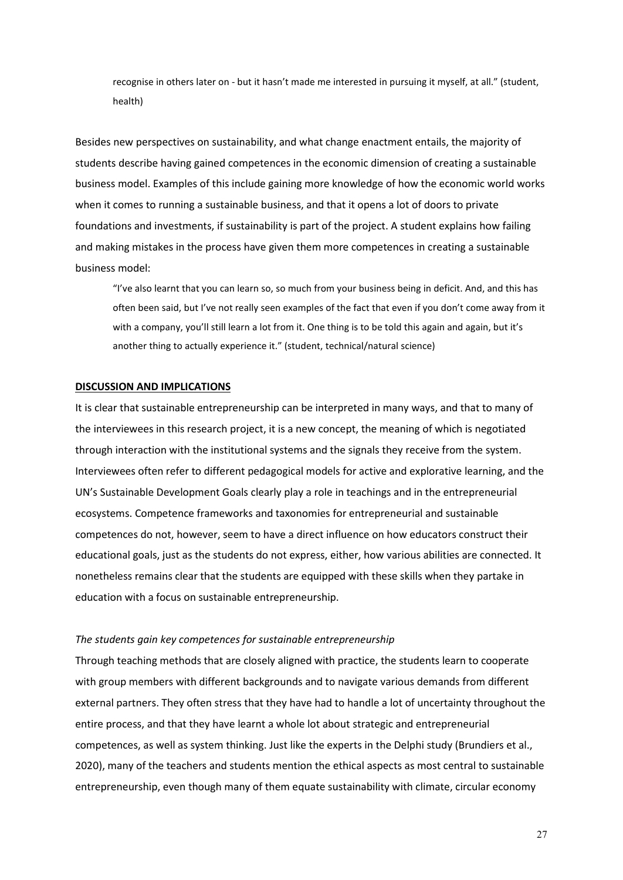> recognise in others later on - but it hasn't made me interested in pursuing it myself, at all." (student, health)

Besides new perspectives on sustainability, and what change enactment entails, the majority of students describe having gained competences in the economic dimension of creating a sustainable business model. Examples of this include gaining more knowledge of how the economic world works when it comes to running a sustainable business, and that it opens a lot of doors to private foundations and investments, if sustainability is part of the project. A student explains how failing and making mistakes in the process have given them more competences in creating a sustainable business model:

> "I've also learnt that you can learn so, so much from your business being in deficit. And, and this has often been said, but I've not really seen examples of the fact that even if you don't come away from it with a company, you'll still learn a lot from it. One thing is to be told this again and again, but it's another thing to actually experience it." (student, technical/natural science)

## DISCUSSION AND IMPLICATIONS

It is clear that sustainable entrepreneurship can be interpreted in many ways, and that to many of the interviewees in this research project, it is a new concept, the meaning of which is negotiated through interaction with the institutional systems and the signals they receive from the system. Interviewees often refer to different pedagogical models for active and explorative learning, and the UN's Sustainable Development Goals clearly play a role in teachings and in the entrepreneurial ecosystems. Competence frameworks and taxonomies for entrepreneurial and sustainable competences do not, however, seem to have a direct influence on how educators construct their educational goals, just as the students do not express, either, how various abilities are connected. It nonetheless remains clear that the students are equipped with these skills when they partake in education with a focus on sustainable entrepreneurship.

### *The students gain key competences for sustainable entrepreneurship*

Through teaching methods that are closely aligned with practice, the students learn to cooperate with group members with different backgrounds and to navigate various demands from different external partners. They often stress that they have had to handle a lot of uncertainty throughout the entire process, and that they have learnt a whole lot about strategic and entrepreneurial competences, as well as system thinking. Just like the experts in the Delphi study (Brundiers et al., 2020), many of the teachers and students mention the ethical aspects as most central to sustainable entrepreneurship, even though many of them equate sustainability with climate, circular economy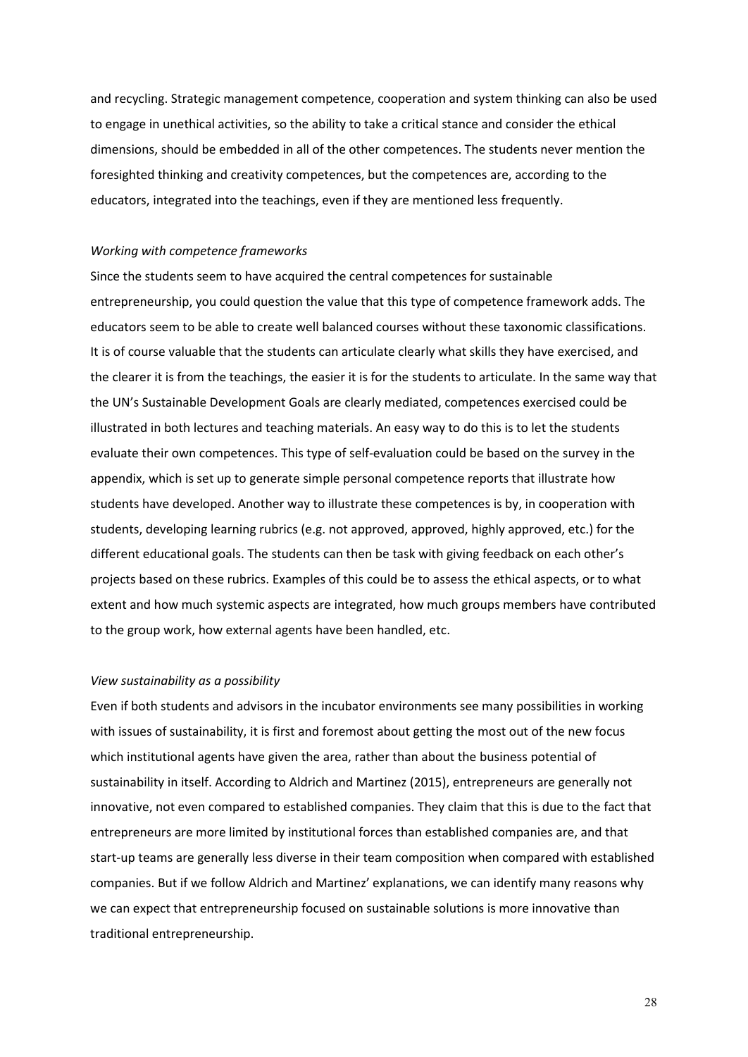and recycling. Strategic management competence, cooperation and system thinking can also be used to engage in unethical activities, so the ability to take a critical stance and consider the ethical dimensions, should be embedded in all of the other competences. The students never mention the foresighted thinking and creativity competences, but the competences are, according to the educators, integrated into the teachings, even if they are mentioned less frequently.

*Working with competence frameworks*

Since the students seem to have acquired the central competences for sustainable entrepreneurship, you could question the value that this type of competence framework adds. The educators seem to be able to create well balanced courses without these taxonomic classifications. It is of course valuable that the students can articulate clearly what skills they have exercised, and the clearer it is from the teachings, the easier it is for the students to articulate. In the same way that the UN's Sustainable Development Goals are clearly mediated, competences exercised could be illustrated in both lectures and teaching materials. An easy way to do this is to let the students evaluate their own competences. This type of self-evaluation could be based on the survey in the appendix, which is set up to generate simple personal competence reports that illustrate how students have developed. Another way to illustrate these competences is by, in cooperation with students, developing learning rubrics (e.g. not approved, approved, highly approved, etc.) for the different educational goals. The students can then be task with giving feedback on each other's projects based on these rubrics. Examples of this could be to assess the ethical aspects, or to what extent and how much systemic aspects are integrated, how much groups members have contributed to the group work, how external agents have been handled, etc.

*View sustainability as a possibility*

Even if both students and advisors in the incubator environments see many possibilities in working with issues of sustainability, it is first and foremost about getting the most out of the new focus which institutional agents have given the area, rather than about the business potential of sustainability in itself. According to Aldrich and Martinez (2015), entrepreneurs are generally not innovative, not even compared to established companies. They claim that this is due to the fact that entrepreneurs are more limited by institutional forces than established companies are, and that start-up teams are generally less diverse in their team composition when compared with established companies. But if we follow Aldrich and Martinez' explanations, we can identify many reasons why we can expect that entrepreneurship focused on sustainable solutions is more innovative than traditional entrepreneurship.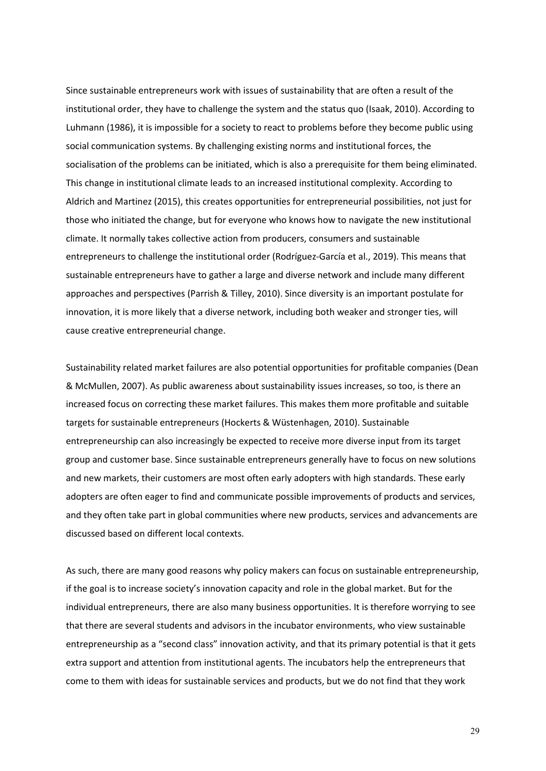Since sustainable entrepreneurs work with issues of sustainability that are often a result of the institutional order, they have to challenge the system and the status quo (Isaak, 2010). According to Luhmann (1986), it is impossible for a society to react to problems before they become public using social communication systems. By challenging existing norms and institutional forces, the socialisation of the problems can be initiated, which is also a prerequisite for them being eliminated. This change in institutional climate leads to an increased institutional complexity. According to Aldrich and Martinez (2015), this creates opportunities for entrepreneurial possibilities, not just for those who initiated the change, but for everyone who knows how to navigate the new institutional climate. It normally takes collective action from producers, consumers and sustainable entrepreneurs to challenge the institutional order (Rodríguez-García et al., 2019). This means that sustainable entrepreneurs have to gather a large and diverse network and include many different approaches and perspectives (Parrish & Tilley, 2010). Since diversity is an important postulate for innovation, it is more likely that a diverse network, including both weaker and stronger ties, will cause creative entrepreneurial change.

Sustainability related market failures are also potential opportunities for profitable companies (Dean & McMullen, 2007). As public awareness about sustainability issues increases, so too, is there an increased focus on correcting these market failures. This makes them more profitable and suitable targets for sustainable entrepreneurs (Hockerts & Wüstenhagen, 2010). Sustainable entrepreneurship can also increasingly be expected to receive more diverse input from its target group and customer base. Since sustainable entrepreneurs generally have to focus on new solutions and new markets, their customers are most often early adopters with high standards. These early adopters are often eager to find and communicate possible improvements of products and services, and they often take part in global communities where new products, services and advancements are discussed based on different local contexts.

As such, there are many good reasons why policy makers can focus on sustainable entrepreneurship, if the goal is to increase society's innovation capacity and role in the global market. But for the individual entrepreneurs, there are also many business opportunities. It is therefore worrying to see that there are several students and advisors in the incubator environments, who view sustainable entrepreneurship as a "second class" innovation activity, and that its primary potential is that it gets extra support and attention from institutional agents. The incubators help the entrepreneurs that come to them with ideas for sustainable services and products, but we do not find that they work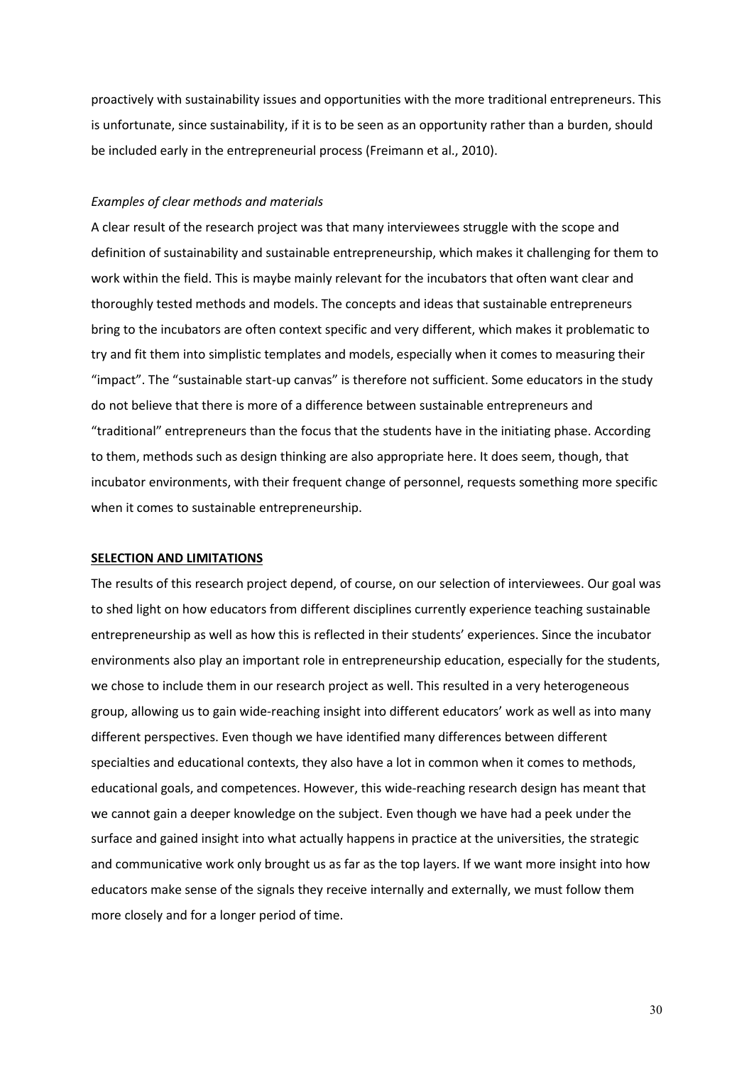proactively with sustainability issues and opportunities with the more traditional entrepreneurs. This is unfortunate, since sustainability, if it is to be seen as an opportunity rather than a burden, should be included early in the entrepreneurial process (Freimann et al., 2010).

*Examples of clear methods and materials*

A clear result of the research project was that many interviewees struggle with the scope and definition of sustainability and sustainable entrepreneurship, which makes it challenging for them to work within the field. This is maybe mainly relevant for the incubators that often want clear and thoroughly tested methods and models. The concepts and ideas that sustainable entrepreneurs bring to the incubators are often context specific and very different, which makes it problematic to try and fit them into simplistic templates and models, especially when it comes to measuring their "impact". The "sustainable start-up canvas" is therefore not sufficient. Some educators in the study do not believe that there is more of a difference between sustainable entrepreneurs and "traditional" entrepreneurs than the focus that the students have in the initiating phase. According to them, methods such as design thinking are also appropriate here. It does seem, though, that incubator environments, with their frequent change of personnel, requests something more specific when it comes to sustainable entrepreneurship.

## SELECTION AND LIMITATIONS

The results of this research project depend, of course, on our selection of interviewees. Our goal was to shed light on how educators from different disciplines currently experience teaching sustainable entrepreneurship as well as how this is reflected in their students' experiences. Since the incubator environments also play an important role in entrepreneurship education, especially for the students, we chose to include them in our research project as well. This resulted in a very heterogeneous group, allowing us to gain wide-reaching insight into different educators' work as well as into many different perspectives. Even though we have identified many differences between different specialties and educational contexts, they also have a lot in common when it comes to methods, educational goals, and competences. However, this wide-reaching research design has meant that we cannot gain a deeper knowledge on the subject. Even though we have had a peek under the surface and gained insight into what actually happens in practice at the universities, the strategic and communicative work only brought us as far as the top layers. If we want more insight into how educators make sense of the signals they receive internally and externally, we must follow them more closely and for a longer period of time.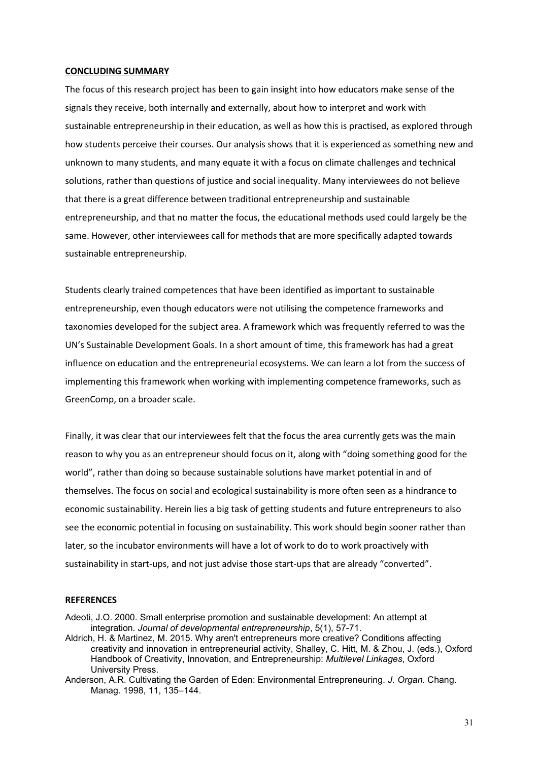## CONCLUDING SUMMARY

The focus of this research project has been to gain insight into how educators make sense of the signals they receive, both internally and externally, about how to interpret and work with sustainable entrepreneurship in their education, as well as how this is practised, as explored through how students perceive their courses. Our analysis shows that it is experienced as something new and unknown to many students, and many equate it with a focus on climate challenges and technical solutions, rather than questions of justice and social inequality. Many interviewees do not believe that there is a great difference between traditional entrepreneurship and sustainable entrepreneurship, and that no matter the focus, the educational methods used could largely be the same. However, other interviewees call for methods that are more specifically adapted towards sustainable entrepreneurship.

Students clearly trained competences that have been identified as important to sustainable entrepreneurship, even though educators were not utilising the competence frameworks and taxonomies developed for the subject area. A framework which was frequently referred to was the UN's Sustainable Development Goals. In a short amount of time, this framework has had a great influence on education and the entrepreneurial ecosystems. We can learn a lot from the success of implementing this framework when working with implementing competence frameworks, such as GreenComp, on a broader scale.

Finally, it was clear that our interviewees felt that the focus the area currently gets was the main reason to why you as an entrepreneur should focus on it, along with "doing something good for the world", rather than doing so because sustainable solutions have market potential in and of themselves. The focus on social and ecological sustainability is more often seen as a hindrance to economic sustainability. Herein lies a big task of getting students and future entrepreneurs to also see the economic potential in focusing on sustainability. This work should begin sooner rather than later, so the incubator environments will have a lot of work to do to work proactively with sustainability in start-ups, and not just advise those start-ups that are already "converted".

## REFERENCES

Adeoti, J.O. 2000. Small enterprise promotion and sustainable development: An attempt at integration. *Journal of developmental entrepreneurship*, 5(1), 57-71.

Aldrich, H. & Martinez, M. 2015. Why aren't entrepreneurs more creative? Conditions affecting creativity and innovation in entrepreneurial activity, Shalley, C. Hitt, M. & Zhou, J. (eds.), Oxford Handbook of Creativity, Innovation, and Entrepreneurship: *Multilevel Linkages*, Oxford University Press.

Anderson, A.R. Cultivating the Garden of Eden: Environmental Entrepreneuring. *J. Organ*. Chang. Manag. 1998, 11, 135–144.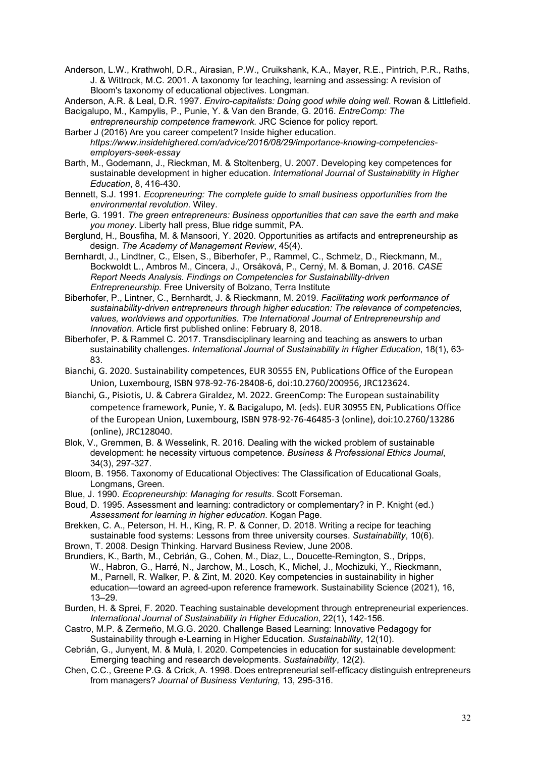Anderson, L.W., Krathwohl, D.R., Airasian, P.W., Cruikshank, K.A., Mayer, R.E., Pintrich, P.R., Raths, J. & Wittrock, M.C. 2001. A taxonomy for teaching, learning and assessing: A revision of Bloom's taxonomy of educational objectives. Longman.

Anderson, A.R. & Leal, D.R. 1997. *Enviro-capitalists: Doing good while doing well*. Rowan & Littlefield.

Bacigalupo, M., Kampylis, P., Punie, Y. & Van den Brande, G. 2016. *EntreComp: The entrepreneurship competence framework.* JRC Science for policy report.

Barber J (2016) Are you career competent? Inside higher education. *https://www.insidehighered.com/advice/2016/08/29/importance-knowing-competencies-employers-seek-essay*

Barth, M., Godemann, J., Rieckman, M. & Stoltenberg, U. 2007. Developing key competences for sustainable development in higher education. *International Journal of Sustainability in Higher Education*, 8, 416-430.

Bennett, S.J. 1991. *Ecopreneuring: The complete guide to small business opportunities from the environmental revolution*. Wiley.

Berle, G. 1991. *The green entrepreneurs: Business opportunities that can save the earth and make you money*. Liberty hall press, Blue ridge summit, PA.

Berglund, H., Bousfiha, M. & Mansoori, Y. 2020. Opportunities as artifacts and entrepreneurship as design. *The Academy of Management Review*, 45(4).

Bernhardt, J., Lindtner, C., Elsen, S., Biberhofer, P., Rammel, C., Schmelz, D., Rieckmann, M., Bockwoldt L., Ambros M., Cincera, J., Orsáková, P., Cerný, M. & Boman, J. 2016. *CASE Report Needs Analysis. Findings on Competencies for Sustainability-driven Entrepreneurship.* Free University of Bolzano, Terra Institute

Biberhofer, P., Lintner, C., Bernhardt, J. & Rieckmann, M. 2019. *Facilitating work performance of sustainability-driven entrepreneurs through higher education: The relevance of competencies, values, worldviews and opportunities. The International Journal of Entrepreneurship and Innovation*. Article first published online: February 8, 2018.

Biberhofer, P. & Rammel C. 2017. Transdisciplinary learning and teaching as answers to urban sustainability challenges. *International Journal of Sustainability in Higher Education*, 18(1), 63-83.

Bianchi, G. 2020. Sustainability competences, EUR 30555 EN, Publications Office of the European Union, Luxembourg, ISBN 978-92-76-28408-6, doi:10.2760/200956, JRC123624.

Bianchi, G., Pisiotis, U. & Cabrera Giraldez, M. 2022. GreenComp: The European sustainability competence framework, Punie, Y. & Bacigalupo, M. (eds). EUR 30955 EN, Publications Office of the European Union, Luxembourg, ISBN 978-92-76-46485-3 (online), doi:10.2760/13286 (online), JRC128040.

Blok, V., Gremmen, B. & Wesselink, R. 2016. Dealing with the wicked problem of sustainable development: he necessity virtuous competence. *Business & Professional Ethics Journal*, 34(3), 297-327.

Bloom, B. 1956. Taxonomy of Educational Objectives: The Classification of Educational Goals, Longmans, Green.

Blue, J. 1990. *Ecopreneurship: Managing for results*. Scott Forseman.

Boud, D. 1995. Assessment and learning: contradictory or complementary? in P. Knight (ed.) *Assessment for learning in higher education*. Kogan Page.

Brekken, C. A., Peterson, H. H., King, R. P. & Conner, D. 2018. Writing a recipe for teaching sustainable food systems: Lessons from three university courses. *Sustainability*, 10(6).

Brown, T. 2008. Design Thinking. Harvard Business Review, June 2008.

Brundiers, K., Barth, M., Cebrián, G., Cohen, M., Diaz, L., Doucette-Remington, S., Dripps, W., Habron, G., Harré, N., Jarchow, M., Losch, K., Michel, J., Mochizuki, Y., Rieckmann, M., Parnell, R. Walker, P. & Zint, M. 2020. Key competencies in sustainability in higher education—toward an agreed-upon reference framework. Sustainability Science (2021), 16, 13–29.

Burden, H. & Sprei, F. 2020. Teaching sustainable development through entrepreneurial experiences. *International Journal of Sustainability in Higher Education*, 22(1), 142-156.

Castro, M.P. & Zermeño, M.G.G. 2020. Challenge Based Learning: Innovative Pedagogy for Sustainability through e-Learning in Higher Education. *Sustainability*, 12(10).

Cebrián, G., Junyent, M. & Mulà, I. 2020. Competencies in education for sustainable development: Emerging teaching and research developments. *Sustainability*, 12(2).

Chen, C.C., Greene P.G. & Crick, A. 1998. Does entrepreneurial self-efficacy distinguish entrepreneurs from managers? *Journal of Business Venturing*, 13, 295-316.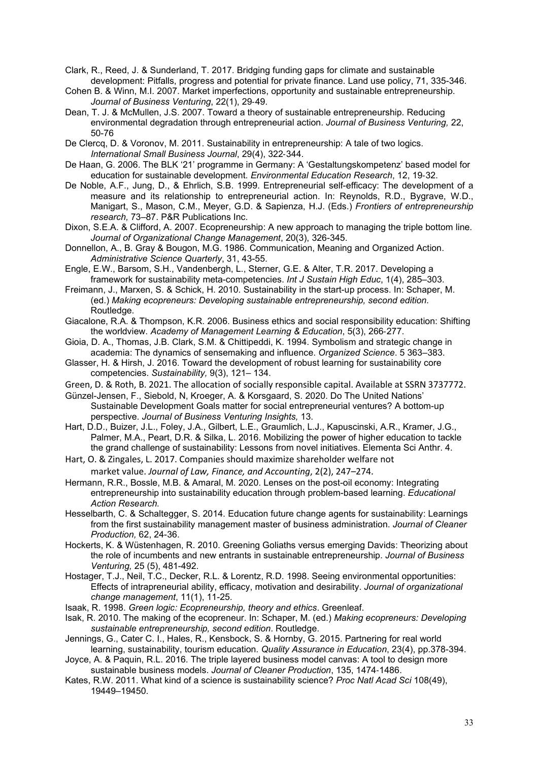Clark, R., Reed, J. & Sunderland, T. 2017. Bridging funding gaps for climate and sustainable development: Pitfalls, progress and potential for private finance. Land use policy, 71, 335-346.

Cohen B. & Winn, M.I. 2007. Market imperfections, opportunity and sustainable entrepreneurship. *Journal of Business Venturing*, 22(1), 29‐49.

Dean, T. J. & McMullen, J.S. 2007. Toward a theory of sustainable entrepreneurship. Reducing environmental degradation through entrepreneurial action. *Journal of Business Venturing,* 22, 50-76

De Clercq, D. & Voronov, M. 2011. Sustainability in entrepreneurship: A tale of two logics. *International Small Business Journal*, 29(4), 322‐344.

De Haan, G. 2006. The BLK '21' programme in Germany: A 'Gestaltungskompetenz' based model for education for sustainable development. *Environmental Education Research*, 12, 19‐32.

De Noble, A.F., Jung, D., & Ehrlich, S.B. 1999. Entrepreneurial self-efficacy: The development of a measure and its relationship to entrepreneurial action. In: Reynolds, R.D., Bygrave, W.D., Manigart, S., Mason, C.M., Meyer, G.D. & Sapienza, H.J. (Eds.) *Frontiers of entrepreneurship research,* 73–87. P&R Publications Inc.

Dixon, S.E.A. & Clifford, A. 2007. Ecopreneurship: A new approach to managing the triple bottom line. *Journal of Organizational Change Management*, 20(3), 326-345.

Donnellon, A., B. Gray & Bougon, M.G. 1986. Communication, Meaning and Organized Action. *Administrative Science Quarterly*, 31, 43-55.

Engle, E.W., Barsom, S.H., Vandenbergh, L., Sterner, G.E. & Alter, T.R. 2017. Developing a framework for sustainability meta-competencies. *Int J Sustain High Educ*, 1(4), 285–303.

Freimann, J., Marxen, S. & Schick, H. 2010. Sustainability in the start-up process. In: Schaper, M. (ed.) *Making ecopreneurs: Developing sustainable entrepreneurship, second edition.* Routledge.

Giacalone, R.A. & Thompson, K.R. 2006. Business ethics and social responsibility education: Shifting the worldview. *Academy of Management Learning & Education*, 5(3), 266‐277.

Gioia, D. A., Thomas, J.B. Clark, S.M. & Chittipeddi, K. 1994. Symbolism and strategic change in academia: The dynamics of sensemaking and influence. *Organized Science*. 5 363–383.

Glasser, H. & Hirsh, J. 2016. Toward the development of robust learning for sustainability core competencies. *Sustainability,* 9(3), 121– 134.

Green, D. & Roth, B. 2021. The allocation of socially responsible capital. Available at SSRN 3737772.

Günzel-Jensen, F., Siebold, N, Kroeger, A. & Korsgaard, S. 2020. Do The United Nations' Sustainable Development Goals matter for social entrepreneurial ventures? A bottom-up perspective. *Journal of Business Venturing Insights,* 13.

Hart, D.D., Buizer, J.L., Foley, J.A., Gilbert, L.E., Graumlich, L.J., Kapuscinski, A.R., Kramer, J.G., Palmer, M.A., Peart, D.R. & Silka, L. 2016. Mobilizing the power of higher education to tackle the grand challenge of sustainability: Lessons from novel initiatives. Elementa Sci Anthr. 4.

Hart, O. & Zingales, L. 2017. Companies should maximize shareholder welfare not market value. *Journal of Law, Finance, and Accounting*, 2(2), 247–274.

Hermann, R.R., Bossle, M.B. & Amaral, M. 2020. Lenses on the post-oil economy: Integrating entrepreneurship into sustainability education through problem-based learning. *Educational Action Research.*

Hesselbarth, C. & Schaltegger, S. 2014. Education future change agents for sustainability: Learnings from the first sustainability management master of business administration. *Journal of Cleaner Production,* 62, 24-36.

Hockerts, K. & Wüstenhagen, R. 2010. Greening Goliaths versus emerging Davids: Theorizing about the role of incumbents and new entrants in sustainable entrepreneurship. *Journal of Business Venturing,* 25 (5), 481-492.

Hostager, T.J., Neil, T.C., Decker, R.L. & Lorentz, R.D. 1998. Seeing environmental opportunities: Effects of intrapreneurial ability, efficacy, motivation and desirability. *Journal of organizational change management*, 11(1), 11-25.

Isaak, R. 1998. *Green logic: Ecopreneurship, theory and ethics*. Greenleaf.

Isak, R. 2010. The making of the ecopreneur. In: Schaper, M. (ed.) *Making ecopreneurs: Developing sustainable entrepreneurship, second edition*. Routledge.

Jennings, G., Cater C. I., Hales, R., Kensbock, S. & Hornby, G. 2015. Partnering for real world learning, sustainability, tourism education. *Quality Assurance in Education*, 23(4), pp.378-394.

Joyce, A. & Paquin, R.L. 2016. The triple layered business model canvas: A tool to design more sustainable business models. *Journal of Cleaner Production*, 135, 1474‐1486.

Kates, R.W. 2011. What kind of a science is sustainability science? *Proc Natl Acad Sci* 108(49), 19449–19450.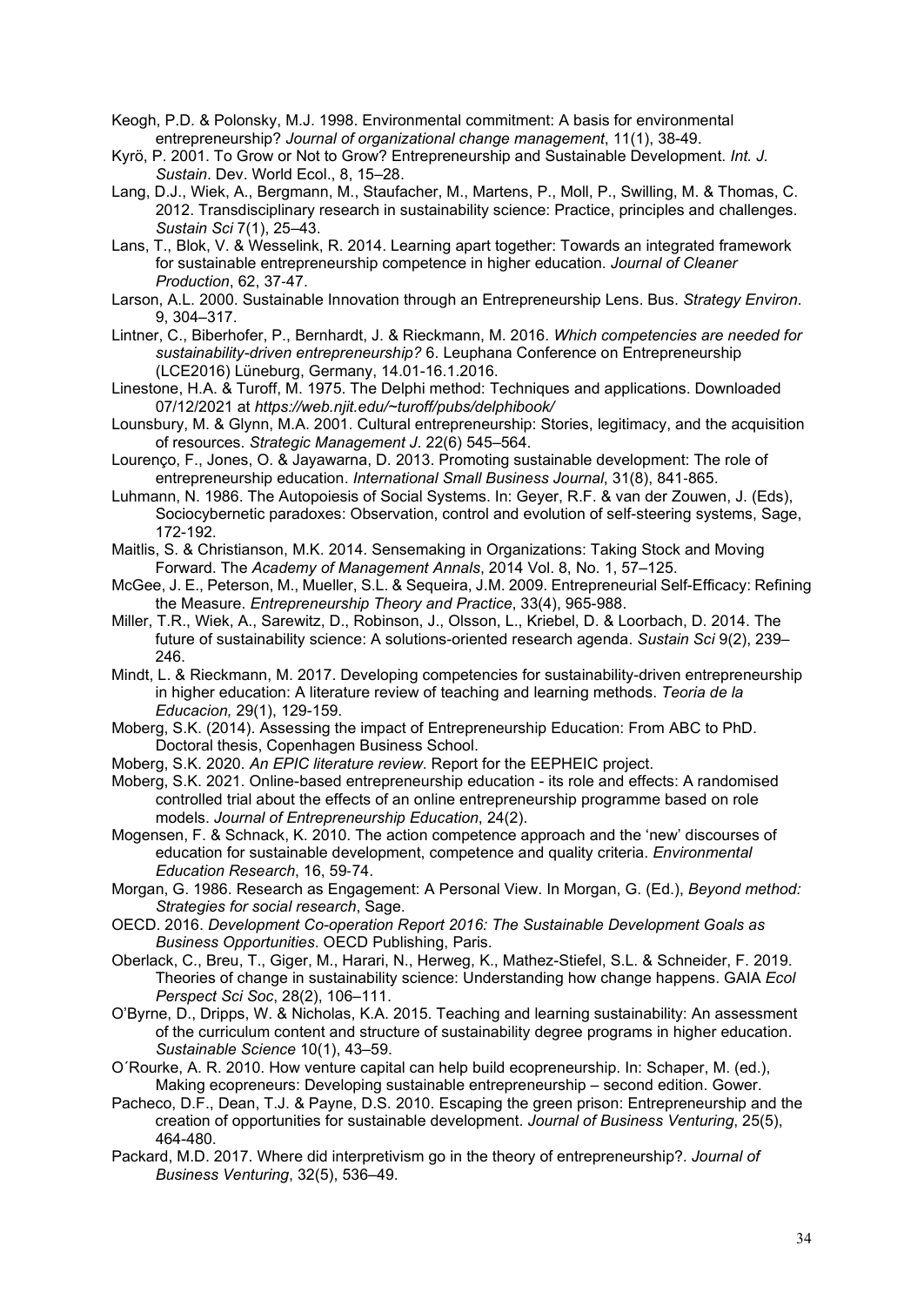Keogh, P.D. & Polonsky, M.J. 1998. Environmental commitment: A basis for environmental entrepreneurship? *Journal of organizational change management*, 11(1), 38-49.

Kyrö, P. 2001. To Grow or Not to Grow? Entrepreneurship and Sustainable Development. *Int. J. Sustain*. Dev. World Ecol., 8, 15–28.

Lang, D.J., Wiek, A., Bergmann, M., Staufacher, M., Martens, P., Moll, P., Swilling, M. & Thomas, C. 2012. Transdisciplinary research in sustainability science: Practice, principles and challenges. *Sustain Sci* 7(1), 25–43.

Lans, T., Blok, V. & Wesselink, R. 2014. Learning apart together: Towards an integrated framework for sustainable entrepreneurship competence in higher education. *Journal of Cleaner Production*, 62, 37-47.

Larson, A.L. 2000. Sustainable Innovation through an Entrepreneurship Lens. Bus. *Strategy Environ*. 9, 304–317.

Lintner, C., Biberhofer, P., Bernhardt, J. & Rieckmann, M. 2016. *Which competencies are needed for sustainability-driven entrepreneurship?* 6. Leuphana Conference on Entrepreneurship (LCE2016) Lüneburg, Germany, 14.01-16.1.2016.

Linestone, H.A. & Turoff, M. 1975. The Delphi method: Techniques and applications. Downloaded 07/12/2021 at *https://web.njit.edu/~turoff/pubs/delphibook/*

Lounsbury, M. & Glynn, M.A. 2001. Cultural entrepreneurship: Stories, legitimacy, and the acquisition of resources. *Strategic Management J*. 22(6) 545–564.

Lourenço, F., Jones, O. & Jayawarna, D. 2013. Promoting sustainable development: The role of entrepreneurship education. *International Small Business Journal*, 31(8), 841-865.

Luhmann, N. 1986. The Autopoiesis of Social Systems. In: Geyer, R.F. & van der Zouwen, J. (Eds), Sociocybernetic paradoxes: Observation, control and evolution of self-steering systems, Sage, 172-192.

Maitlis, S. & Christianson, M.K. 2014. Sensemaking in Organizations: Taking Stock and Moving Forward. The *Academy of Management Annals*, 2014 Vol. 8, No. 1, 57–125.

McGee, J. E., Peterson, M., Mueller, S.L. & Sequeira, J.M. 2009. Entrepreneurial Self-Efficacy: Refining the Measure. *Entrepreneurship Theory and Practice*, 33(4), 965-988.

Miller, T.R., Wiek, A., Sarewitz, D., Robinson, J., Olsson, L., Kriebel, D. & Loorbach, D. 2014. The future of sustainability science: A solutions-oriented research agenda. *Sustain Sci* 9(2), 239–246.

Mindt, L. & Rieckmann, M. 2017. Developing competencies for sustainability-driven entrepreneurship in higher education: A literature review of teaching and learning methods. *Teoria de la Educacion,* 29(1), 129-159.

Moberg, S.K. (2014). Assessing the impact of Entrepreneurship Education: From ABC to PhD. Doctoral thesis, Copenhagen Business School.

Moberg, S.K. 2020. *An EPIC literature review*. Report for the EEPHEIC project.

Moberg, S.K. 2021. Online-based entrepreneurship education - its role and effects: A randomised controlled trial about the effects of an online entrepreneurship programme based on role models. *Journal of Entrepreneurship Education*, 24(2).

Mogensen, F. & Schnack, K. 2010. The action competence approach and the 'new' discourses of education for sustainable development, competence and quality criteria. *Environmental Education Research*, 16, 59-74.

Morgan, G. 1986. Research as Engagement: A Personal View. In Morgan, G. (Ed.), *Beyond method: Strategies for social research*, Sage.

OECD. 2016. *Development Co-operation Report 2016: The Sustainable Development Goals as Business Opportunities*. OECD Publishing, Paris.

Oberlack, C., Breu, T., Giger, M., Harari, N., Herweg, K., Mathez-Stiefel, S.L. & Schneider, F. 2019. Theories of change in sustainability science: Understanding how change happens. GAIA *Ecol Perspect Sci Soc*, 28(2), 106–111.

O'Byrne, D., Dripps, W. & Nicholas, K.A. 2015. Teaching and learning sustainability: An assessment of the curriculum content and structure of sustainability degree programs in higher education. *Sustainable Science* 10(1), 43–59.

O´Rourke, A. R. 2010. How venture capital can help build ecopreneurship. In: Schaper, M. (ed.), Making ecopreneurs: Developing sustainable entrepreneurship – second edition. Gower.

Pacheco, D.F., Dean, T.J. & Payne, D.S. 2010. Escaping the green prison: Entrepreneurship and the creation of opportunities for sustainable development. *Journal of Business Venturing*, 25(5), 464-480.

Packard, M.D. 2017. Where did interpretivism go in the theory of entrepreneurship?. *Journal of Business Venturing*, 32(5), 536–49.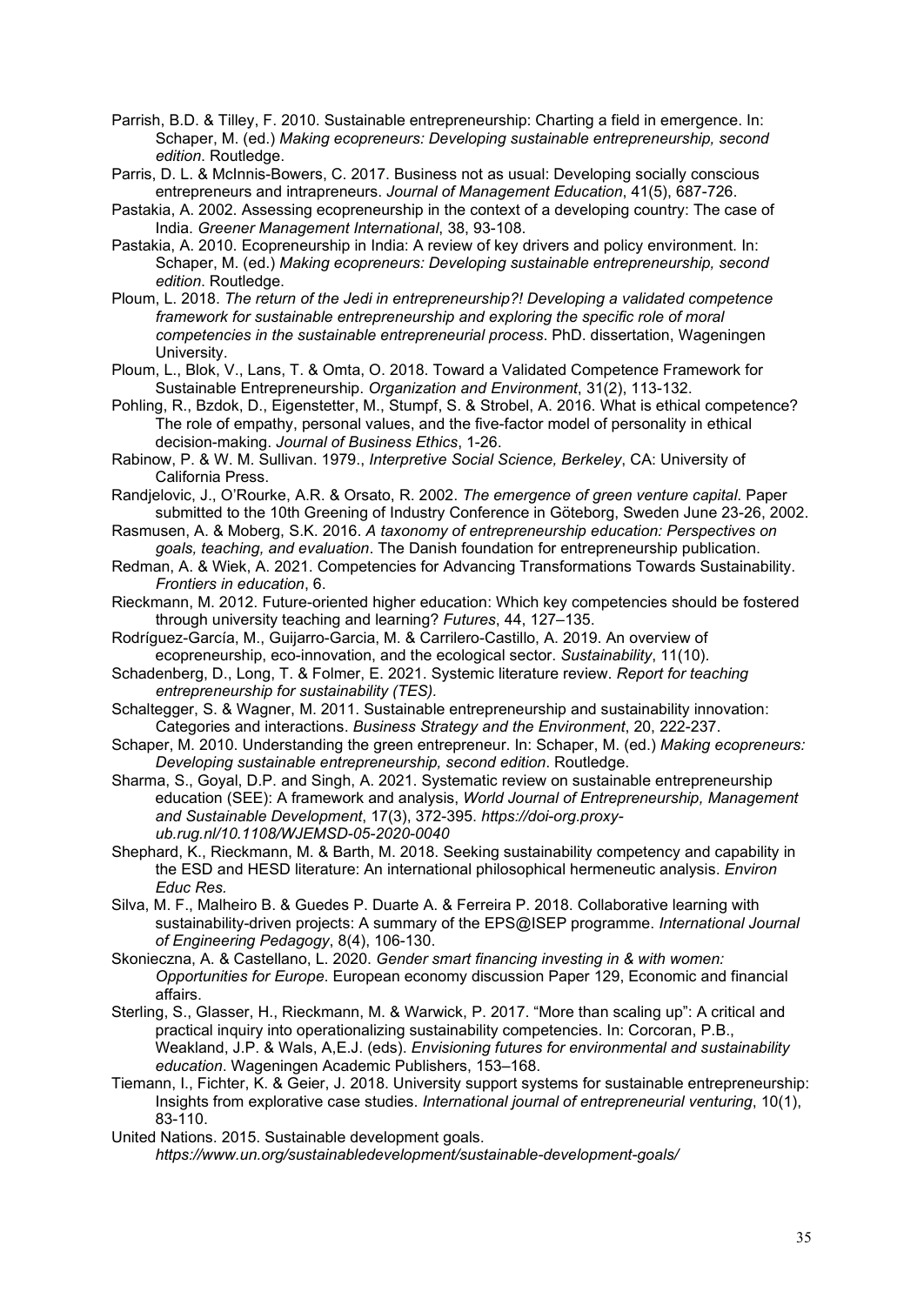Parrish, B.D. & Tilley, F. 2010. Sustainable entrepreneurship: Charting a field in emergence. In: Schaper, M. (ed.) *Making ecopreneurs: Developing sustainable entrepreneurship, second edition*. Routledge.

Parris, D. L. & McInnis-Bowers, C. 2017. Business not as usual: Developing socially conscious entrepreneurs and intrapreneurs. *Journal of Management Education*, 41(5), 687-726.

Pastakia, A. 2002. Assessing ecopreneurship in the context of a developing country: The case of India. *Greener Management International*, 38, 93-108.

Pastakia, A. 2010. Ecopreneurship in India: A review of key drivers and policy environment. In: Schaper, M. (ed.) *Making ecopreneurs: Developing sustainable entrepreneurship, second edition*. Routledge.

Ploum, L. 2018. *The return of the Jedi in entrepreneurship?! Developing a validated competence framework for sustainable entrepreneurship and exploring the specific role of moral competencies in the sustainable entrepreneurial process*. PhD. dissertation, Wageningen University.

Ploum, L., Blok, V., Lans, T. & Omta, O. 2018. Toward a Validated Competence Framework for Sustainable Entrepreneurship. *Organization and Environment*, 31(2), 113-132.

Pohling, R., Bzdok, D., Eigenstetter, M., Stumpf, S. & Strobel, A. 2016. What is ethical competence? The role of empathy, personal values, and the five-factor model of personality in ethical decision-making. *Journal of Business Ethics*, 1-26.

Rabinow, P. & W. M. Sullivan. 1979., *Interpretive Social Science, Berkeley*, CA: University of California Press.

Randjelovic, J., O'Rourke, A.R. & Orsato, R. 2002. *The emergence of green venture capital*. Paper submitted to the 10th Greening of Industry Conference in Göteborg, Sweden June 23-26, 2002.

Rasmusen, A. & Moberg, S.K. 2016. *A taxonomy of entrepreneurship education: Perspectives on goals, teaching, and evaluation*. The Danish foundation for entrepreneurship publication.

Redman, A. & Wiek, A. 2021. Competencies for Advancing Transformations Towards Sustainability. *Frontiers in education*, 6.

Rieckmann, M. 2012. Future-oriented higher education: Which key competencies should be fostered through university teaching and learning? *Futures*, 44, 127–135.

Rodríguez-García, M., Guijarro-Garcia, M. & Carrilero-Castillo, A. 2019. An overview of ecopreneurship, eco-innovation, and the ecological sector. *Sustainability*, 11(10).

Schadenberg, D., Long, T. & Folmer, E. 2021. Systemic literature review. *Report for teaching entrepreneurship for sustainability (TES).*

Schaltegger, S. & Wagner, M. 2011. Sustainable entrepreneurship and sustainability innovation: Categories and interactions. *Business Strategy and the Environment*, 20, 222-237.

Schaper, M. 2010. Understanding the green entrepreneur. In: Schaper, M. (ed.) *Making ecopreneurs: Developing sustainable entrepreneurship, second edition*. Routledge.

Sharma, S., Goyal, D.P. and Singh, A. 2021. Systematic review on sustainable entrepreneurship education (SEE): A framework and analysis, *World Journal of Entrepreneurship, Management and Sustainable Development*, 17(3), 372-395. *https://doi-org.proxy-ub.rug.nl/10.1108/WJEMSD-05-2020-0040*

Shephard, K., Rieckmann, M. & Barth, M. 2018. Seeking sustainability competency and capability in the ESD and HESD literature: An international philosophical hermeneutic analysis. *Environ Educ Res.*

Silva, M. F., Malheiro B. & Guedes P. Duarte A. & Ferreira P. 2018. Collaborative learning with sustainability-driven projects: A summary of the EPS@ISEP programme. *International Journal of Engineering Pedagogy*, 8(4), 106-130.

Skonieczna, A. & Castellano, L. 2020. *Gender smart financing investing in & with women: Opportunities for Europe*. European economy discussion Paper 129, Economic and financial affairs.

Sterling, S., Glasser, H., Rieckmann, M. & Warwick, P. 2017. "More than scaling up": A critical and practical inquiry into operationalizing sustainability competencies. In: Corcoran, P.B., Weakland, J.P. & Wals, A,E.J. (eds). *Envisioning futures for environmental and sustainability education*. Wageningen Academic Publishers, 153–168.

Tiemann, I., Fichter, K. & Geier, J. 2018. University support systems for sustainable entrepreneurship: Insights from explorative case studies. *International journal of entrepreneurial venturing*, 10(1), 83-110.

United Nations. 2015. Sustainable development goals. *https://www.un.org/sustainabledevelopment/sustainable-development-goals/*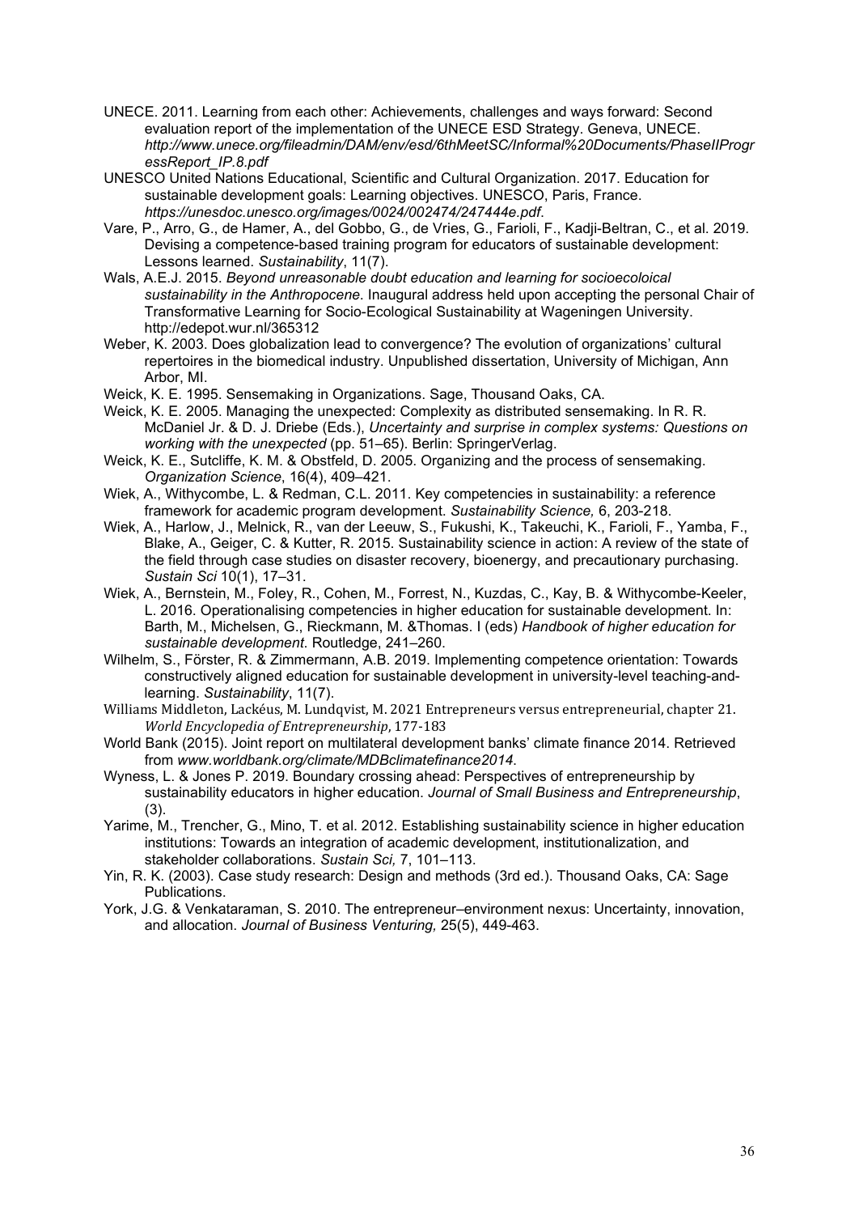UNECE. 2011. Learning from each other: Achievements, challenges and ways forward: Second evaluation report of the implementation of the UNECE ESD Strategy. Geneva, UNECE. *http://www.unece.org/fileadmin/DAM/env/esd/6thMeetSC/Informal%20Documents/PhaseIIProgressReport_IP.8.pdf*

UNESCO United Nations Educational, Scientific and Cultural Organization. 2017. Education for sustainable development goals: Learning objectives. UNESCO, Paris, France. *https://unesdoc.unesco.org/images/0024/002474/247444e.pdf*.

Vare, P., Arro, G., de Hamer, A., del Gobbo, G., de Vries, G., Farioli, F., Kadji-Beltran, C., et al. 2019. Devising a competence-based training program for educators of sustainable development: Lessons learned. *Sustainability*, 11(7).

Wals, A.E.J. 2015. *Beyond unreasonable doubt education and learning for socioecoloical sustainability in the Anthropocene*. Inaugural address held upon accepting the personal Chair of Transformative Learning for Socio-Ecological Sustainability at Wageningen University. http://edepot.wur.nl/365312

Weber, K. 2003. Does globalization lead to convergence? The evolution of organizations' cultural repertoires in the biomedical industry. Unpublished dissertation, University of Michigan, Ann Arbor, MI.

Weick, K. E. 1995. Sensemaking in Organizations. Sage, Thousand Oaks, CA.

Weick, K. E. 2005. Managing the unexpected: Complexity as distributed sensemaking. In R. R. McDaniel Jr. & D. J. Driebe (Eds.), *Uncertainty and surprise in complex systems: Questions on working with the unexpected* (pp. 51–65). Berlin: SpringerVerlag.

Weick, K. E., Sutcliffe, K. M. & Obstfeld, D. 2005. Organizing and the process of sensemaking. *Organization Science*, 16(4), 409–421.

Wiek, A., Withycombe, L. & Redman, C.L. 2011. Key competencies in sustainability: a reference framework for academic program development. *Sustainability Science,* 6, 203-218.

Wiek, A., Harlow, J., Melnick, R., van der Leeuw, S., Fukushi, K., Takeuchi, K., Farioli, F., Yamba, F., Blake, A., Geiger, C. & Kutter, R. 2015. Sustainability science in action: A review of the state of the field through case studies on disaster recovery, bioenergy, and precautionary purchasing. *Sustain Sci* 10(1), 17–31.

Wiek, A., Bernstein, M., Foley, R., Cohen, M., Forrest, N., Kuzdas, C., Kay, B. & Withycombe-Keeler, L. 2016. Operationalising competencies in higher education for sustainable development. In: Barth, M., Michelsen, G., Rieckmann, M. &Thomas. I (eds) *Handbook of higher education for sustainable development*. Routledge, 241–260.

Wilhelm, S., Förster, R. & Zimmermann, A.B. 2019. Implementing competence orientation: Towards constructively aligned education for sustainable development in university-level teaching-and-learning. *Sustainability*, 11(7).

Williams Middleton, Lackéus, M. Lundqvist, M. 2021 Entrepreneurs versus entrepreneurial, chapter 21. *World Encyclopedia of Entrepreneurship,* 177-183

World Bank (2015). Joint report on multilateral development banks' climate finance 2014. Retrieved from *www.worldbank.org/climate/MDBclimatefinance2014*.

Wyness, L. & Jones P. 2019. Boundary crossing ahead: Perspectives of entrepreneurship by sustainability educators in higher education. *Journal of Small Business and Entrepreneurship*, (3).

Yarime, M., Trencher, G., Mino, T. et al. 2012. Establishing sustainability science in higher education institutions: Towards an integration of academic development, institutionalization, and stakeholder collaborations. *Sustain Sci,* 7, 101–113.

Yin, R. K. (2003). Case study research: Design and methods (3rd ed.). Thousand Oaks, CA: Sage Publications.

York, J.G. & Venkataraman, S. 2010. The entrepreneur–environment nexus: Uncertainty, innovation, and allocation. *Journal of Business Venturing,* 25(5), 449-463.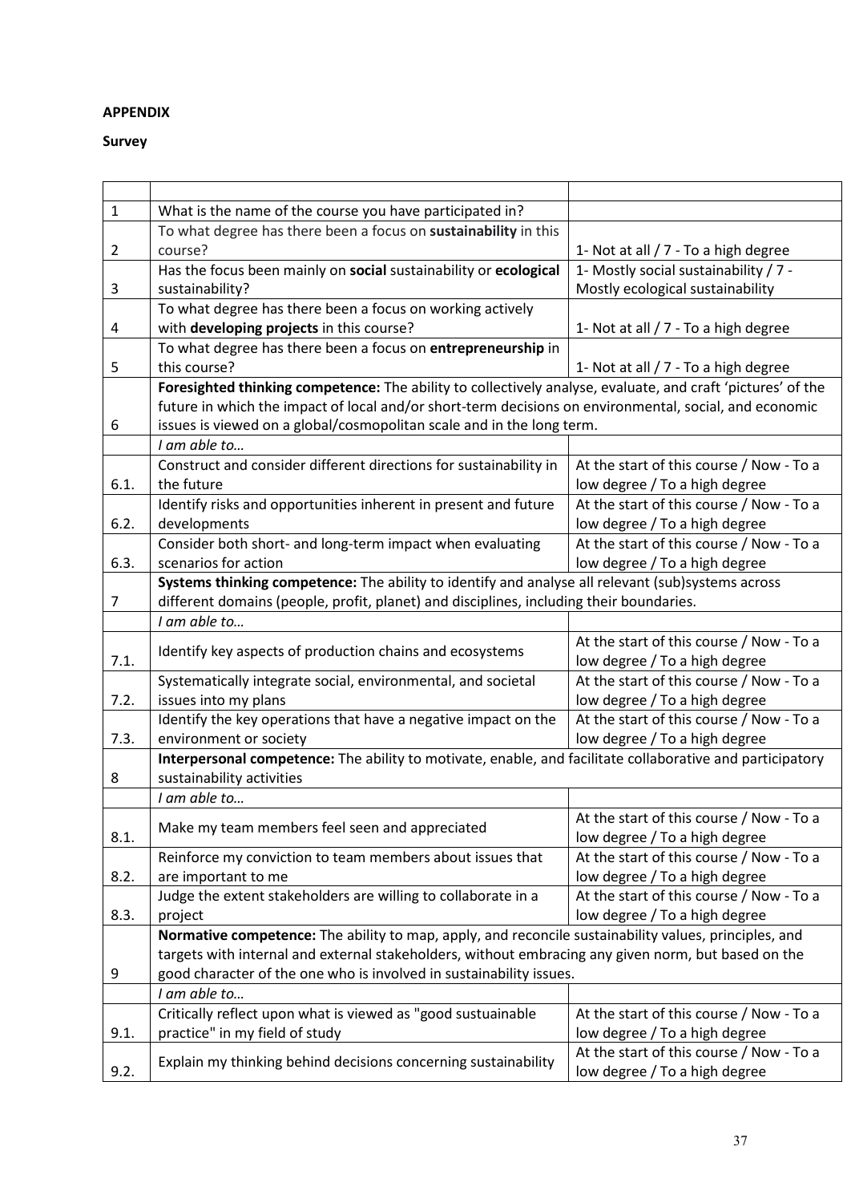**APPENDIX**

**Survey**

| | | |
|---|---|---|
| 1 | What is the name of the course you have participated in? | |
| 2 | To what degree has there been a focus on **sustainability** in this course? | 1- Not at all / 7 - To a high degree |
| 3 | Has the focus been mainly on **social** sustainability or **ecological** sustainability? | 1- Mostly social sustainability / 7 - Mostly ecological sustainability |
| 4 | To what degree has there been a focus on working actively with **developing projects** in this course? | 1- Not at all / 7 - To a high degree |
| 5 | To what degree has there been a focus on **entrepreneurship** in this course? | 1- Not at all / 7 - To a high degree |
| 6 | **Foresighted thinking competence:** The ability to collectively analyse, evaluate, and craft 'pictures' of the future in which the impact of local and/or short-term decisions on environmental, social, and economic issues is viewed on a global/cosmopolitan scale and in the long term. | |
| | *I am able to…* | |
| 6.1. | Construct and consider different directions for sustainability in the future | At the start of this course / Now - To a low degree / To a high degree |
| 6.2. | Identify risks and opportunities inherent in present and future developments | At the start of this course / Now - To a low degree / To a high degree |
| 6.3. | Consider both short- and long-term impact when evaluating scenarios for action | At the start of this course / Now - To a low degree / To a high degree |
| 7 | **Systems thinking competence:** The ability to identify and analyse all relevant (sub)systems across different domains (people, profit, planet) and disciplines, including their boundaries. | |
| | *I am able to…* | |
| 7.1. | Identify key aspects of production chains and ecosystems | At the start of this course / Now - To a low degree / To a high degree |
| 7.2. | Systematically integrate social, environmental, and societal issues into my plans | At the start of this course / Now - To a low degree / To a high degree |
| 7.3. | Identify the key operations that have a negative impact on the environment or society | At the start of this course / Now - To a low degree / To a high degree |
| 8 | **Interpersonal competence:** The ability to motivate, enable, and facilitate collaborative and participatory sustainability activities | |
| | *I am able to…* | |
| 8.1. | Make my team members feel seen and appreciated | At the start of this course / Now - To a low degree / To a high degree |
| 8.2. | Reinforce my conviction to team members about issues that are important to me | At the start of this course / Now - To a low degree / To a high degree |
| 8.3. | Judge the extent stakeholders are willing to collaborate in a project | At the start of this course / Now - To a low degree / To a high degree |
| 9 | **Normative competence:** The ability to map, apply, and reconcile sustainability values, principles, and targets with internal and external stakeholders, without embracing any given norm, but based on the good character of the one who is involved in sustainability issues. | |
| | *I am able to…* | |
| 9.1. | Critically reflect upon what is viewed as "good sustuainable practice" in my field of study | At the start of this course / Now - To a low degree / To a high degree |
| 9.2. | Explain my thinking behind decisions concerning sustainability | At the start of this course / Now - To a low degree / To a high degree |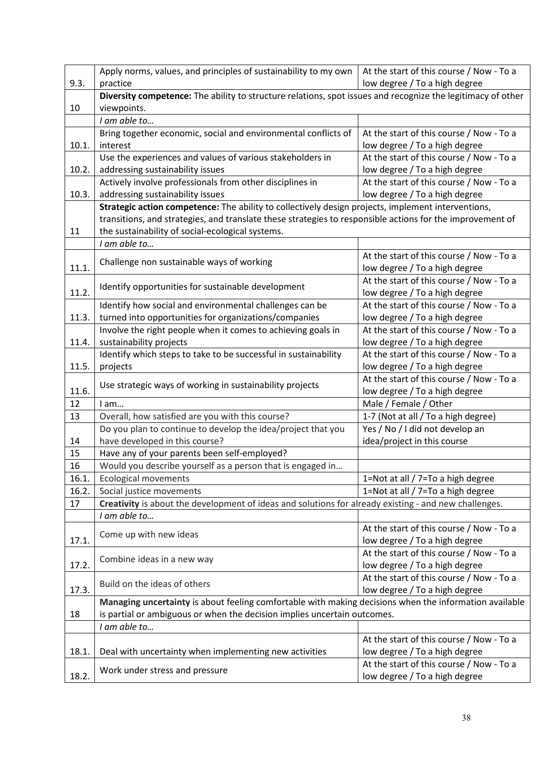| | | |
|---|---|---|
| 9.3. | Apply norms, values, and principles of sustainability to my own practice | At the start of this course / Now - To a low degree / To a high degree |
| 10 | **Diversity competence:** The ability to structure relations, spot issues and recognize the legitimacy of other viewpoints. | |
| | *I am able to…* | |
| 10.1. | Bring together economic, social and environmental conflicts of interest | At the start of this course / Now - To a low degree / To a high degree |
| 10.2. | Use the experiences and values of various stakeholders in addressing sustainability issues | At the start of this course / Now - To a low degree / To a high degree |
| 10.3. | Actively involve professionals from other disciplines in addressing sustainability issues | At the start of this course / Now - To a low degree / To a high degree |
| 11 | **Strategic action competence:** The ability to collectively design projects, implement interventions, transitions, and strategies, and translate these strategies to responsible actions for the improvement of the sustainability of social-ecological systems. | |
| | *I am able to…* | |
| 11.1. | Challenge non sustainable ways of working | At the start of this course / Now - To a low degree / To a high degree |
| 11.2. | Identify opportunities for sustainable development | At the start of this course / Now - To a low degree / To a high degree |
| 11.3. | Identify how social and environmental challenges can be turned into opportunities for organizations/companies | At the start of this course / Now - To a low degree / To a high degree |
| 11.4. | Involve the right people when it comes to achieving goals in sustainability projects | At the start of this course / Now - To a low degree / To a high degree |
| 11.5. | Identify which steps to take to be successful in sustainability projects | At the start of this course / Now - To a low degree / To a high degree |
| 11.6. | Use strategic ways of working in sustainability projects | At the start of this course / Now - To a low degree / To a high degree |
| 12 | I am… | Male / Female / Other |
| 13 | Overall, how satisfied are you with this course? | 1-7 (Not at all / To a high degree) |
| 14 | Do you plan to continue to develop the idea/project that you have developed in this course? | Yes / No / I did not develop an idea/project in this course |
| 15 | Have any of your parents been self-employed? | |
| 16 | Would you describe yourself as a person that is engaged in… | |
| 16.1. | Ecological movements | 1=Not at all / 7=To a high degree |
| 16.2. | Social justice movements | 1=Not at all / 7=To a high degree |
| 17 | **Creativity** is about the development of ideas and solutions for already existing - and new challenges. | |
| | *I am able to…* | |
| 17.1. | Come up with new ideas | At the start of this course / Now - To a low degree / To a high degree |
| 17.2. | Combine ideas in a new way | At the start of this course / Now - To a low degree / To a high degree |
| 17.3. | Build on the ideas of others | At the start of this course / Now - To a low degree / To a high degree |
| 18 | **Managing uncertainty** is about feeling comfortable with making decisions when the information available is partial or ambiguous or when the decision implies uncertain outcomes. | |
| | *I am able to…* | |
| 18.1. | Deal with uncertainty when implementing new activities | At the start of this course / Now - To a low degree / To a high degree |
| 18.2. | Work under stress and pressure | At the start of this course / Now - To a low degree / To a high degree |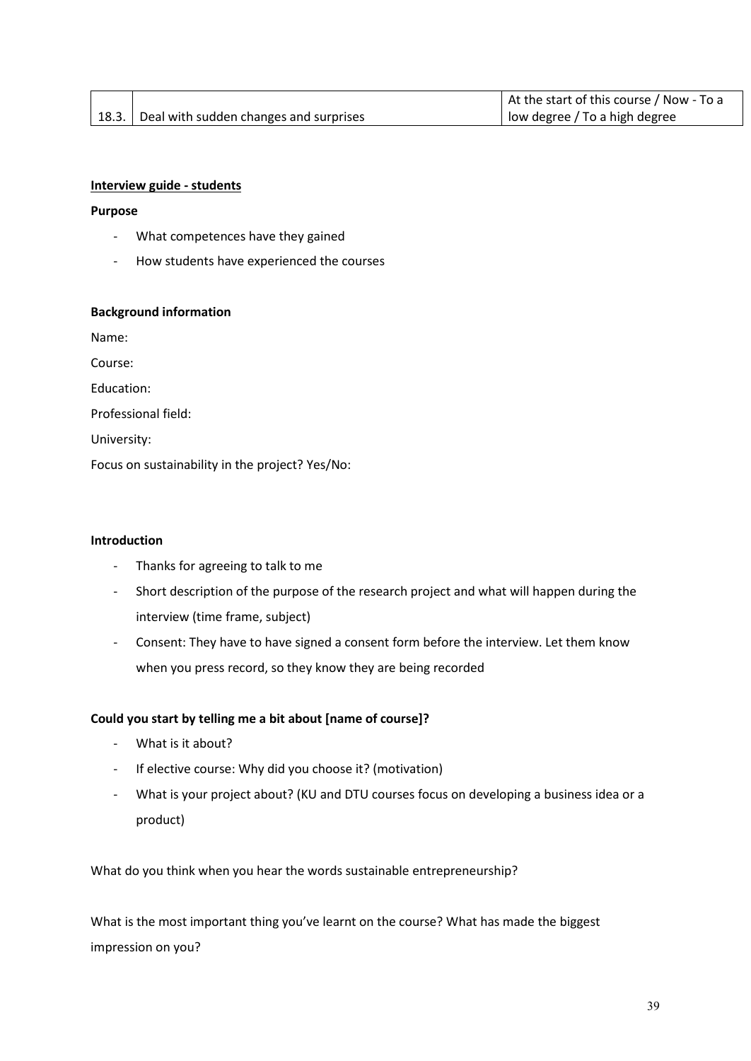| 18.3. | Deal with sudden changes and surprises | At the start of this course / Now - To a low degree / To a high degree |
|---|---|---|

**<u>Interview guide - students</u>**

**Purpose**

- What competences have they gained
- How students have experienced the courses

**Background information**

Name:

Course:

Education:

Professional field:

University:

Focus on sustainability in the project? Yes/No:

**Introduction**

- Thanks for agreeing to talk to me
- Short description of the purpose of the research project and what will happen during the interview (time frame, subject)
- Consent: They have to have signed a consent form before the interview. Let them know when you press record, so they know they are being recorded

**Could you start by telling me a bit about [name of course]?**

- What is it about?
- If elective course: Why did you choose it? (motivation)
- What is your project about? (KU and DTU courses focus on developing a business idea or a product)

What do you think when you hear the words sustainable entrepreneurship?

What is the most important thing you've learnt on the course? What has made the biggest impression on you?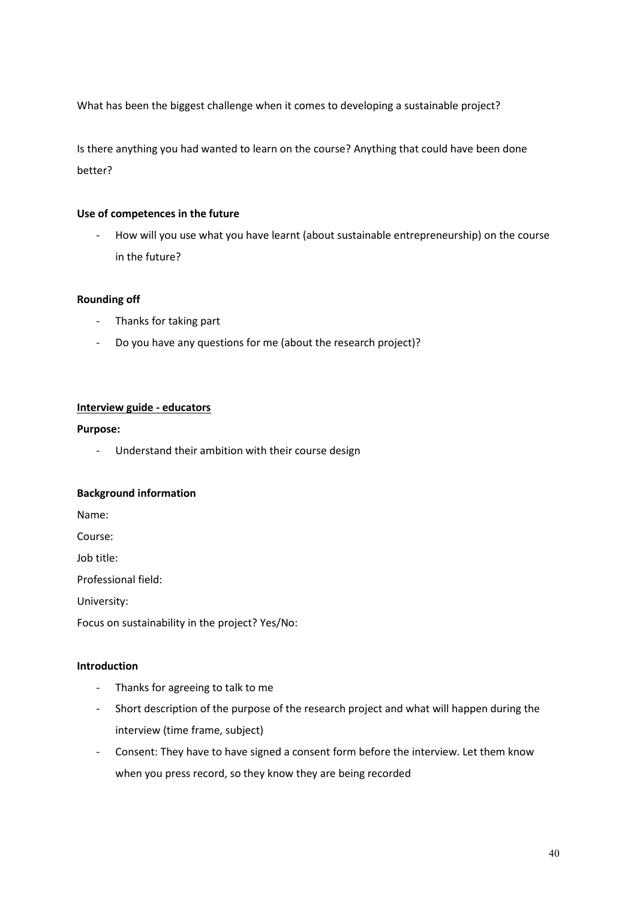What has been the biggest challenge when it comes to developing a sustainable project?

Is there anything you had wanted to learn on the course? Anything that could have been done better?

**Use of competences in the future**

- How will you use what you have learnt (about sustainable entrepreneurship) on the course in the future?

**Rounding off**

- Thanks for taking part
- Do you have any questions for me (about the research project)?

**<u>Interview guide - educators</u>**

**Purpose:**

- Understand their ambition with their course design

**Background information**

Name:

Course:

Job title:

Professional field:

University:

Focus on sustainability in the project? Yes/No:

**Introduction**

- Thanks for agreeing to talk to me
- Short description of the purpose of the research project and what will happen during the interview (time frame, subject)
- Consent: They have to have signed a consent form before the interview. Let them know when you press record, so they know they are being recorded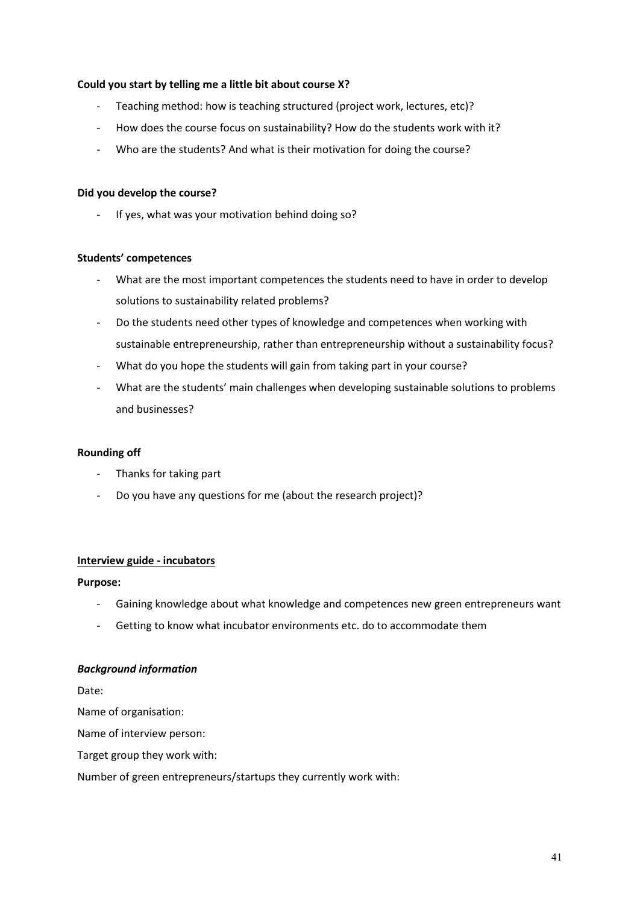**Could you start by telling me a little bit about course X?**

- Teaching method: how is teaching structured (project work, lectures, etc)?
- How does the course focus on sustainability? How do the students work with it?
- Who are the students? And what is their motivation for doing the course?

**Did you develop the course?**

- If yes, what was your motivation behind doing so?

**Students' competences**

- What are the most important competences the students need to have in order to develop solutions to sustainability related problems?
- Do the students need other types of knowledge and competences when working with sustainable entrepreneurship, rather than entrepreneurship without a sustainability focus?
- What do you hope the students will gain from taking part in your course?
- What are the students' main challenges when developing sustainable solutions to problems and businesses?

**Rounding off**

- Thanks for taking part
- Do you have any questions for me (about the research project)?

**Interview guide - incubators**

**Purpose:**

- Gaining knowledge about what knowledge and competences new green entrepreneurs want
- Getting to know what incubator environments etc. do to accommodate them

***Background information***

Date:

Name of organisation:

Name of interview person:

Target group they work with:

Number of green entrepreneurs/startups they currently work with: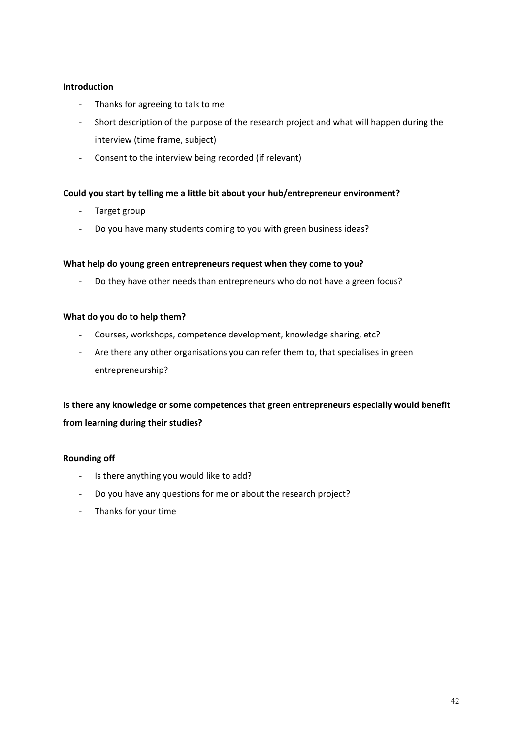**Introduction**

- Thanks for agreeing to talk to me
- Short description of the purpose of the research project and what will happen during the interview (time frame, subject)
- Consent to the interview being recorded (if relevant)

**Could you start by telling me a little bit about your hub/entrepreneur environment?**

- Target group
- Do you have many students coming to you with green business ideas?

**What help do young green entrepreneurs request when they come to you?**

- Do they have other needs than entrepreneurs who do not have a green focus?

**What do you do to help them?**

- Courses, workshops, competence development, knowledge sharing, etc?
- Are there any other organisations you can refer them to, that specialises in green entrepreneurship?

**Is there any knowledge or some competences that green entrepreneurs especially would benefit from learning during their studies?**

**Rounding off**

- Is there anything you would like to add?
- Do you have any questions for me or about the research project?
- Thanks for your time